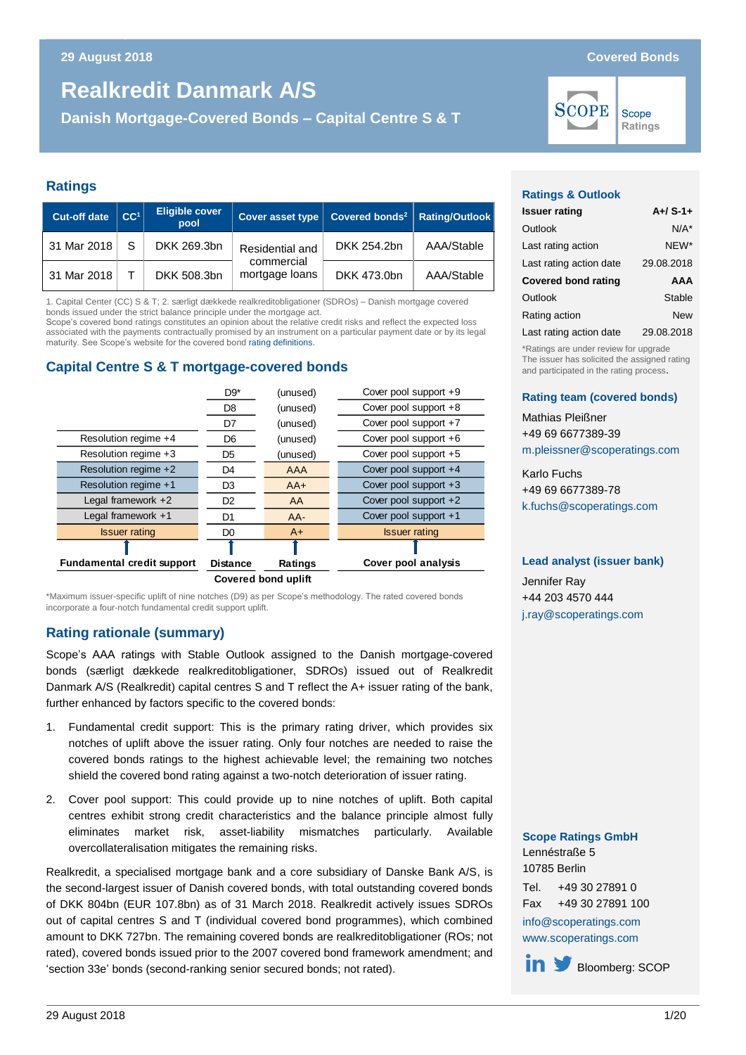# Realkredit Danmark A/S

## Danish Mortgage-Covered Bonds – Capital Centre S & T

Covered Bonds

## Ratings

| Cut-off date | CC[1] | Eligible cover pool | Cover asset type | Covered bonds[2] | Rating/Outlook |
|---|---|---|---|---|---|
| 31 Mar 2018 | S | DKK 269.3bn | Residential and commercial mortgage loans | DKK 254.2bn | AAA/Stable |
| 31 Mar 2018 | T | DKK 508.3bn | Residential and commercial mortgage loans | DKK 473.0bn | AAA/Stable |

1. Capital Center (CC) S & T; 2. særligt dækkede realkreditobligationer (SDROs) – Danish mortgage covered bonds issued under the strict balance principle under the mortgage act.

Scope's covered bond ratings constitutes an opinion about the relative credit risks and reflect the expected loss associated with the payments contractually promised by an instrument on a particular payment date or by its legal maturity. See Scope's website for the covered bond rating definitions.

## Capital Centre S & T mortgage-covered bonds

| Fundamental credit support | Distance | Ratings | Cover pool analysis |
|---|---|---|---|
| | D9* | (unused) | Cover pool support +9 |
| | D8 | (unused) | Cover pool support +8 |
| | D7 | (unused) | Cover pool support +7 |
| Resolution regime +4 | D6 | (unused) | Cover pool support +6 |
| Resolution regime +3 | D5 | (unused) | Cover pool support +5 |
| Resolution regime +2 | D4 | AAA | Cover pool support +4 |
| Resolution regime +1 | D3 | AA+ | Cover pool support +3 |
| Legal framework +2 | D2 | AA | Cover pool support +2 |
| Legal framework +1 | D1 | AA- | Cover pool support +1 |
| Issuer rating | D0 | A+ | Issuer rating |

Covered bond uplift

*Maximum issuer-specific uplift of nine notches (D9) as per Scope's methodology. The rated covered bonds incorporate a four-notch fundamental credit support uplift.

## Rating rationale (summary)

Scope's AAA ratings with Stable Outlook assigned to the Danish mortgage-covered bonds (særligt dækkede realkreditobligationer, SDROs) issued out of Realkredit Danmark A/S (Realkredit) capital centres S and T reflect the A+ issuer rating of the bank, further enhanced by factors specific to the covered bonds:

1. Fundamental credit support: This is the primary rating driver, which provides six notches of uplift above the issuer rating. Only four notches are needed to raise the covered bonds ratings to the highest achievable level; the remaining two notches shield the covered bond rating against a two-notch deterioration of issuer rating.
2. Cover pool support: This could provide up to nine notches of uplift. Both capital centres exhibit strong credit characteristics and the balance principle almost fully eliminates market risk, asset-liability mismatches particularly. Available overcollateralisation mitigates the remaining risks.

Realkredit, a specialised mortgage bank and a core subsidiary of Danske Bank A/S, is the second-largest issuer of Danish covered bonds, with total outstanding covered bonds of DKK 804bn (EUR 107.8bn) as of 31 March 2018. Realkredit actively issues SDROs out of capital centres S and T (individual covered bond programmes), which combined amount to DKK 727bn. The remaining covered bonds are realkreditobligationer (ROs; not rated), covered bonds issued prior to the 2007 covered bond framework amendment; and 'section 33e' bonds (second-ranking senior secured bonds; not rated).

### Ratings & Outlook

| | |
|---|---|
| **Issuer rating** | **A+/ S-1+** |
| Outlook | N/A* |
| Last rating action | NEW* |
| Last rating action date | 29.08.2018 |
| **Covered bond rating** | **AAA** |
| Outlook | Stable |
| Rating action | New |
| Last rating action date | 29.08.2018 |

*Ratings are under review for upgrade
The issuer has solicited the assigned rating and participated in the rating process.

### Rating team (covered bonds)

Mathias Pleißner
+49 69 6677389-39
m.pleissner@scoperatings.com

Karlo Fuchs
+49 69 6677389-78
k.fuchs@scoperatings.com

### Lead analyst (issuer bank)

Jennifer Ray
+44 203 4570 444
j.ray@scoperatings.com

### Scope Ratings GmbH

Lennéstraße 5
10785 Berlin

Tel. +49 30 27891 0
Fax +49 30 27891 100

info@scoperatings.com
www.scoperatings.com

Bloomberg: SCOP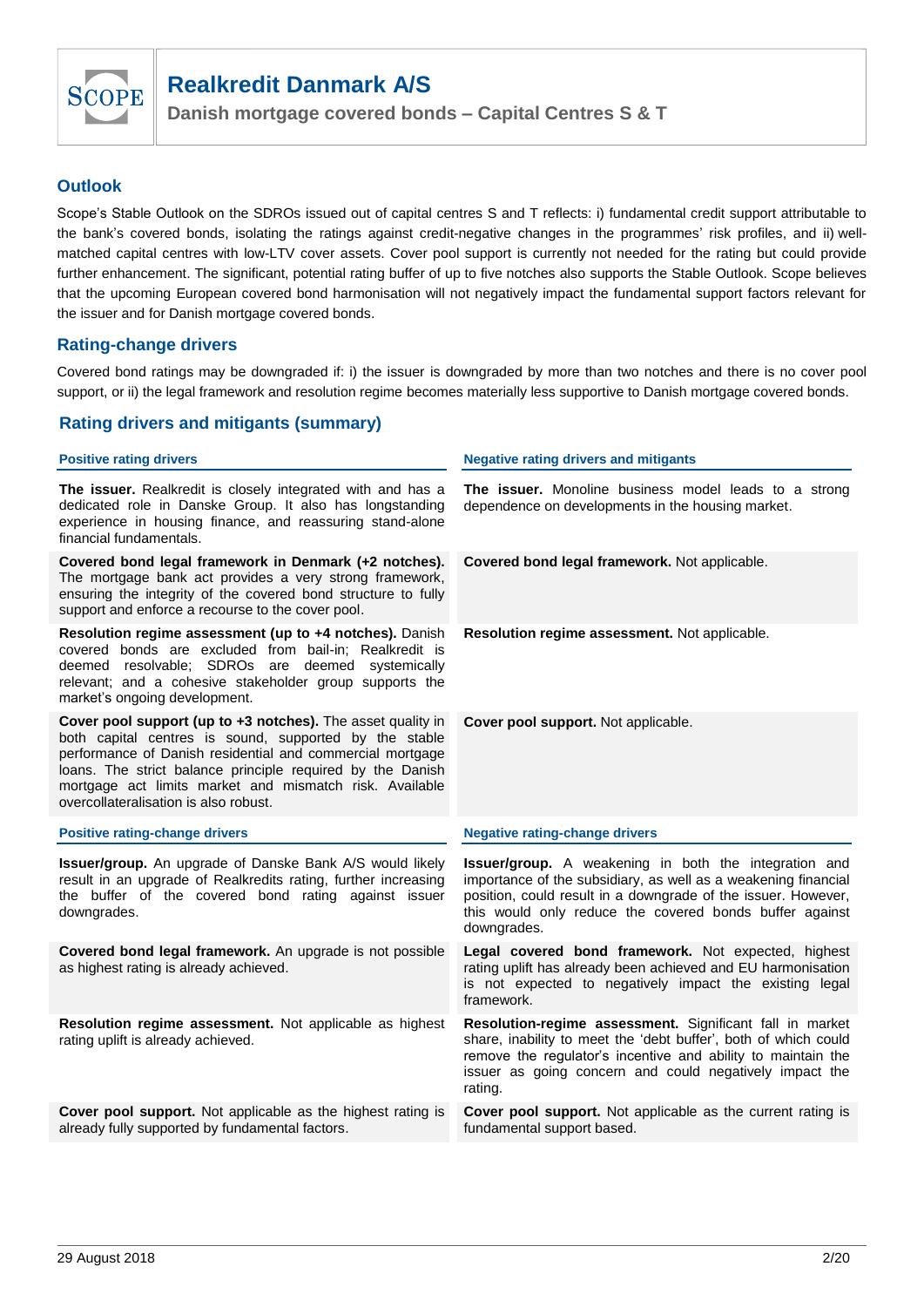## Outlook

Scope's Stable Outlook on the SDROs issued out of capital centres S and T reflects: i) fundamental credit support attributable to the bank's covered bonds, isolating the ratings against credit-negative changes in the programmes' risk profiles, and ii) well-matched capital centres with low-LTV cover assets. Cover pool support is currently not needed for the rating but could provide further enhancement. The significant, potential rating buffer of up to five notches also supports the Stable Outlook. Scope believes that the upcoming European covered bond harmonisation will not negatively impact the fundamental support factors relevant for the issuer and for Danish mortgage covered bonds.

## Rating-change drivers

Covered bond ratings may be downgraded if: i) the issuer is downgraded by more than two notches and there is no cover pool support, or ii) the legal framework and resolution regime becomes materially less supportive to Danish mortgage covered bonds.

## Rating drivers and mitigants (summary)

| Positive rating drivers | Negative rating drivers and mitigants |
|---|---|
| **The issuer.** Realkredit is closely integrated with and has a dedicated role in Danske Group. It also has longstanding experience in housing finance, and reassuring stand-alone financial fundamentals. | **The issuer.** Monoline business model leads to a strong dependence on developments in the housing market. |
| **Covered bond legal framework in Denmark (+2 notches).** The mortgage bank act provides a very strong framework, ensuring the integrity of the covered bond structure to fully support and enforce a recourse to the cover pool. | **Covered bond legal framework.** Not applicable. |
| **Resolution regime assessment (up to +4 notches).** Danish covered bonds are excluded from bail-in; Realkredit is deemed resolvable; SDROs are deemed systemically relevant; and a cohesive stakeholder group supports the market's ongoing development. | **Resolution regime assessment.** Not applicable. |
| **Cover pool support (up to +3 notches).** The asset quality in both capital centres is sound, supported by the stable performance of Danish residential and commercial mortgage loans. The strict balance principle required by the Danish mortgage act limits market and mismatch risk. Available overcollateralisation is also robust. | **Cover pool support.** Not applicable. |

| Positive rating-change drivers | Negative rating-change drivers |
|---|---|
| **Issuer/group.** An upgrade of Danske Bank A/S would likely result in an upgrade of Realkredits rating, further increasing the buffer of the covered bond rating against issuer downgrades. | **Issuer/group.** A weakening in both the integration and importance of the subsidiary, as well as a weakening financial position, could result in a downgrade of the issuer. However, this would only reduce the covered bonds buffer against downgrades. |
| **Covered bond legal framework.** An upgrade is not possible as highest rating is already achieved. | **Legal covered bond framework.** Not expected, highest rating uplift has already been achieved and EU harmonisation is not expected to negatively impact the existing legal framework. |
| **Resolution regime assessment.** Not applicable as highest rating uplift is already achieved. | **Resolution-regime assessment.** Significant fall in market share, inability to meet the 'debt buffer', both of which could remove the regulator's incentive and ability to maintain the issuer as going concern and could negatively impact the rating. |
| **Cover pool support.** Not applicable as the highest rating is already fully supported by fundamental factors. | **Cover pool support.** Not applicable as the current rating is fundamental support based. |

29 August 2018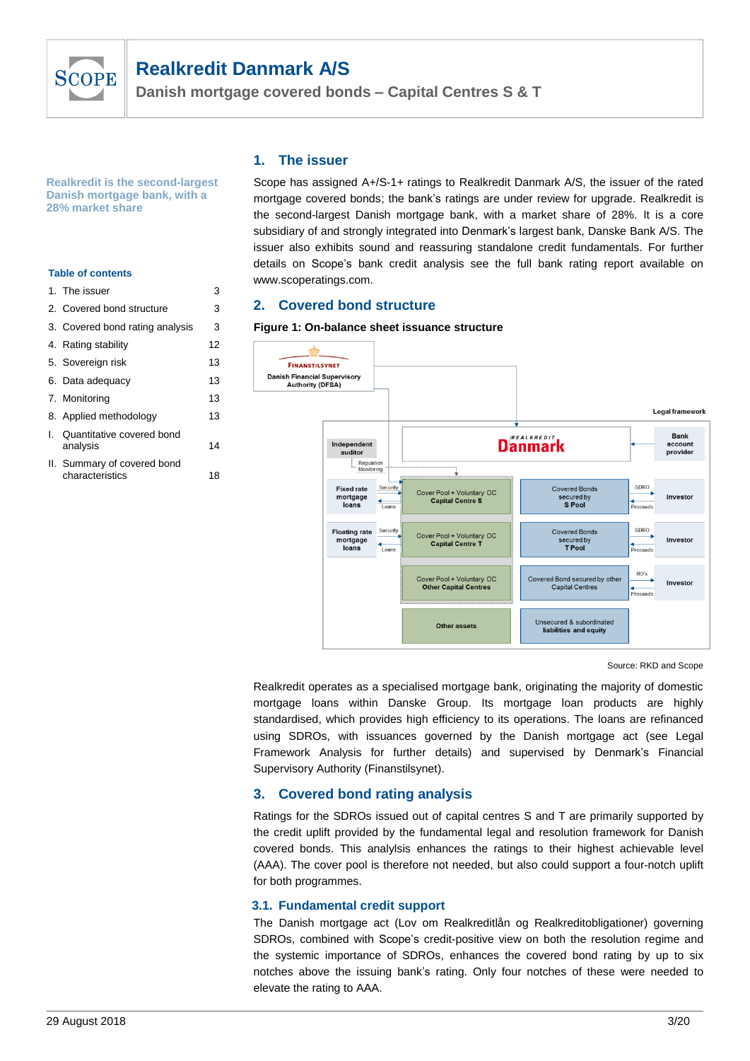# Realkredit Danmark A/S

Danish mortgage covered bonds – Capital Centres S & T

Realkredit is the second-largest Danish mortgage bank, with a 28% market share

**Table of contents**

| | | |
|---|---|---|
| 1. | The issuer | 3 |
| 2. | Covered bond structure | 3 |
| 3. | Covered bond rating analysis | 3 |
| 4. | Rating stability | 12 |
| 5. | Sovereign risk | 13 |
| 6. | Data adequacy | 13 |
| 7. | Monitoring | 13 |
| 8. | Applied methodology | 13 |
| I. | Quantitative covered bond analysis | 14 |
| II. | Summary of covered bond characteristics | 18 |

## 1. The issuer

Scope has assigned A+/S-1+ ratings to Realkredit Danmark A/S, the issuer of the rated mortgage covered bonds; the bank's ratings are under review for upgrade. Realkredit is the second-largest Danish mortgage bank, with a market share of 28%. It is a core subsidiary of and strongly integrated into Denmark's largest bank, Danske Bank A/S. The issuer also exhibits sound and reassuring standalone credit fundamentals. For further details on Scope's bank credit analysis see the full bank rating report available on www.scoperatings.com.

## 2. Covered bond structure

**Figure 1: On-balance sheet issuance structure**

Source: RKD and Scope

Realkredit operates as a specialised mortgage bank, originating the majority of domestic mortgage loans within Danske Group. Its mortgage loan products are highly standardised, which provides high efficiency to its operations. The loans are refinanced using SDROs, with issuances governed by the Danish mortgage act (see Legal Framework Analysis for further details) and supervised by Denmark's Financial Supervisory Authority (Finanstilsynet).

## 3. Covered bond rating analysis

Ratings for the SDROs issued out of capital centres S and T are primarily supported by the credit uplift provided by the fundamental legal and resolution framework for Danish covered bonds. This analysis enhances the ratings to their highest achievable level (AAA). The cover pool is therefore not needed, but also could support a four-notch uplift for both programmes.

### 3.1. Fundamental credit support

The Danish mortgage act (Lov om Realkreditlån og Realkreditobligationer) governing SDROs, combined with Scope's credit-positive view on both the resolution regime and the systemic importance of SDROs, enhances the covered bond rating by up to six notches above the issuing bank's rating. Only four notches of these were needed to elevate the rating to AAA.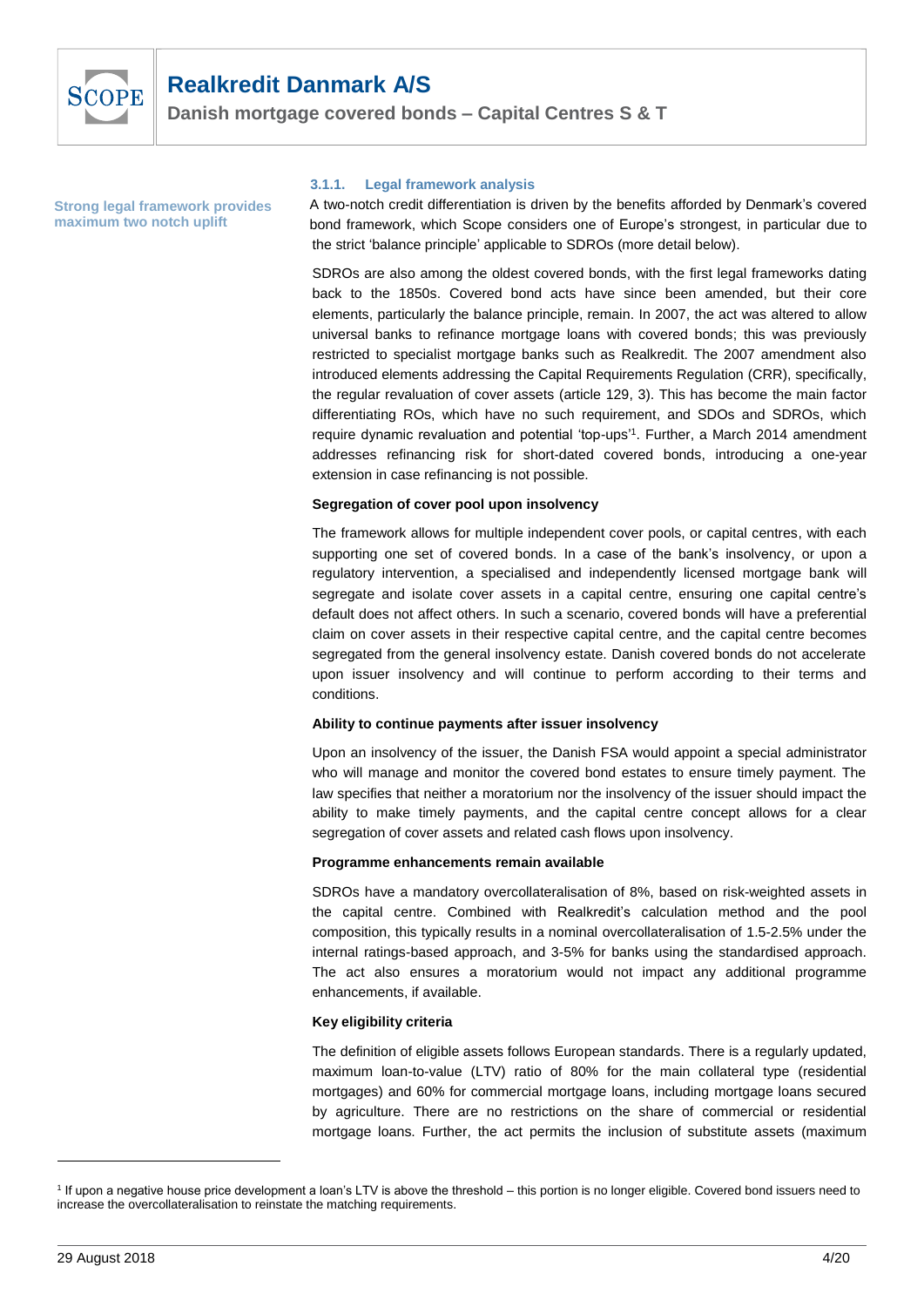#### 3.1.1. Legal framework analysis

**Strong legal framework provides maximum two notch uplift**

A two-notch credit differentiation is driven by the benefits afforded by Denmark's covered bond framework, which Scope considers one of Europe's strongest, in particular due to the strict 'balance principle' applicable to SDROs (more detail below).

SDROs are also among the oldest covered bonds, with the first legal frameworks dating back to the 1850s. Covered bond acts have since been amended, but their core elements, particularly the balance principle, remain. In 2007, the act was altered to allow universal banks to refinance mortgage loans with covered bonds; this was previously restricted to specialist mortgage banks such as Realkredit. The 2007 amendment also introduced elements addressing the Capital Requirements Regulation (CRR), specifically, the regular revaluation of cover assets (article 129, 3). This has become the main factor differentiating ROs, which have no such requirement, and SDOs and SDROs, which require dynamic revaluation and potential 'top-ups'[1]. Further, a March 2014 amendment addresses refinancing risk for short-dated covered bonds, introducing a one-year extension in case refinancing is not possible.

**Segregation of cover pool upon insolvency**

The framework allows for multiple independent cover pools, or capital centres, with each supporting one set of covered bonds. In a case of the bank's insolvency, or upon a regulatory intervention, a specialised and independently licensed mortgage bank will segregate and isolate cover assets in a capital centre, ensuring one capital centre's default does not affect others. In such a scenario, covered bonds will have a preferential claim on cover assets in their respective capital centre, and the capital centre becomes segregated from the general insolvency estate. Danish covered bonds do not accelerate upon issuer insolvency and will continue to perform according to their terms and conditions.

**Ability to continue payments after issuer insolvency**

Upon an insolvency of the issuer, the Danish FSA would appoint a special administrator who will manage and monitor the covered bond estates to ensure timely payment. The law specifies that neither a moratorium nor the insolvency of the issuer should impact the ability to make timely payments, and the capital centre concept allows for a clear segregation of cover assets and related cash flows upon insolvency.

**Programme enhancements remain available**

SDROs have a mandatory overcollateralisation of 8%, based on risk-weighted assets in the capital centre. Combined with Realkredit's calculation method and the pool composition, this typically results in a nominal overcollateralisation of 1.5-2.5% under the internal ratings-based approach, and 3-5% for banks using the standardised approach. The act also ensures a moratorium would not impact any additional programme enhancements, if available.

**Key eligibility criteria**

The definition of eligible assets follows European standards. There is a regularly updated, maximum loan-to-value (LTV) ratio of 80% for the main collateral type (residential mortgages) and 60% for commercial mortgage loans, including mortgage loans secured by agriculture. There are no restrictions on the share of commercial or residential mortgage loans. Further, the act permits the inclusion of substitute assets (maximum

---

[1] If upon a negative house price development a loan's LTV is above the threshold – this portion is no longer eligible. Covered bond issuers need to increase the overcollateralisation to reinstate the matching requirements.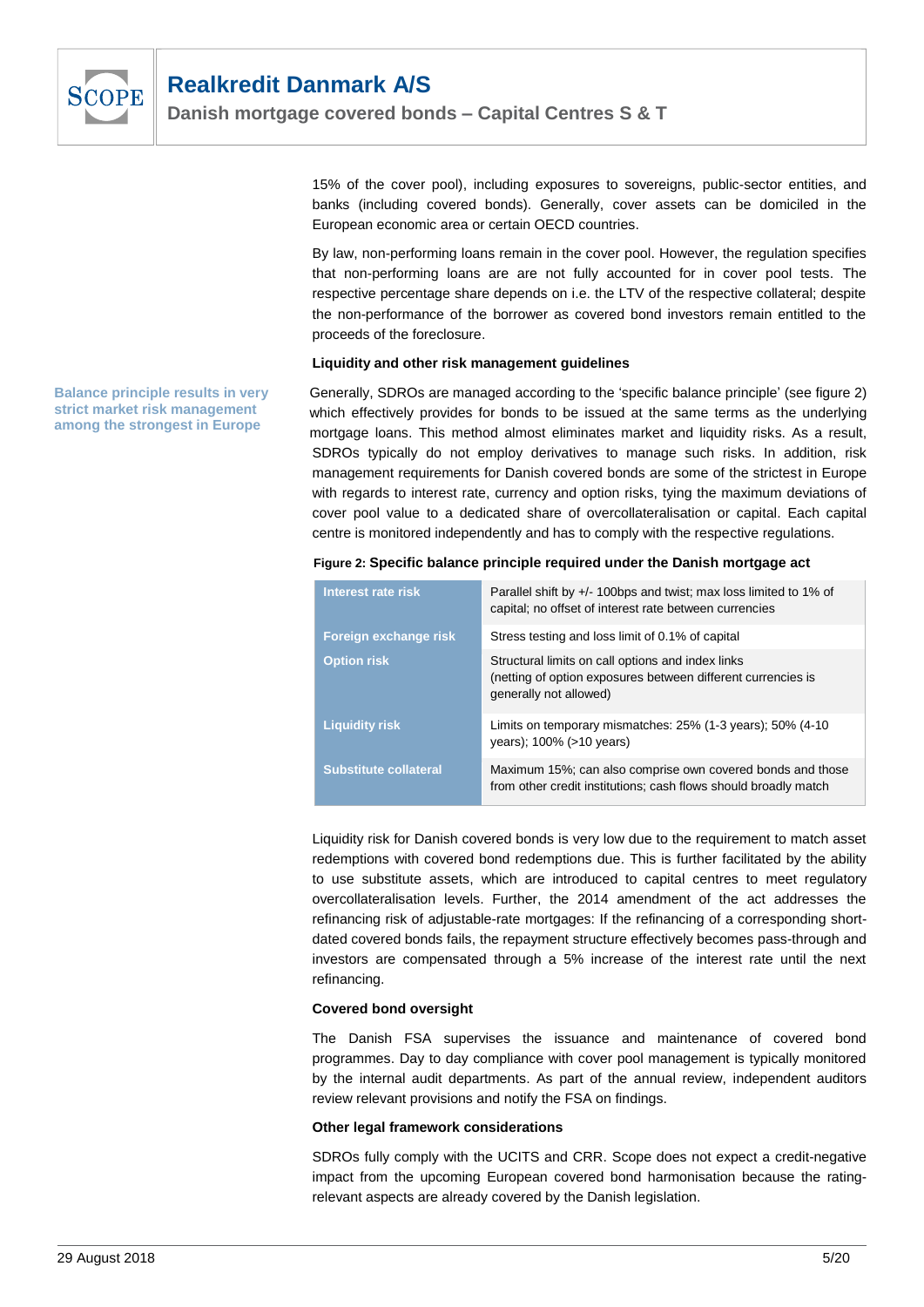15% of the cover pool), including exposures to sovereigns, public-sector entities, and banks (including covered bonds). Generally, cover assets can be domiciled in the European economic area or certain OECD countries.

By law, non-performing loans remain in the cover pool. However, the regulation specifies that non-performing loans are are not fully accounted for in cover pool tests. The respective percentage share depends on i.e. the LTV of the respective collateral; despite the non-performance of the borrower as covered bond investors remain entitled to the proceeds of the foreclosure.

**Liquidity and other risk management guidelines**

**Balance principle results in very strict market risk management among the strongest in Europe**

Generally, SDROs are managed according to the 'specific balance principle' (see figure 2) which effectively provides for bonds to be issued at the same terms as the underlying mortgage loans. This method almost eliminates market and liquidity risks. As a result, SDROs typically do not employ derivatives to manage such risks. In addition, risk management requirements for Danish covered bonds are some of the strictest in Europe with regards to interest rate, currency and option risks, tying the maximum deviations of cover pool value to a dedicated share of overcollateralisation or capital. Each capital centre is monitored independently and has to comply with the respective regulations.

**Figure 2: Specific balance principle required under the Danish mortgage act**

| | |
|---|---|
| **Interest rate risk** | Parallel shift by +/- 100bps and twist; max loss limited to 1% of capital; no offset of interest rate between currencies |
| **Foreign exchange risk** | Stress testing and loss limit of 0.1% of capital |
| **Option risk** | Structural limits on call options and index links (netting of option exposures between different currencies is generally not allowed) |
| **Liquidity risk** | Limits on temporary mismatches: 25% (1-3 years); 50% (4-10 years); 100% (>10 years) |
| **Substitute collateral** | Maximum 15%; can also comprise own covered bonds and those from other credit institutions; cash flows should broadly match |

Liquidity risk for Danish covered bonds is very low due to the requirement to match asset redemptions with covered bond redemptions due. This is further facilitated by the ability to use substitute assets, which are introduced to capital centres to meet regulatory overcollateralisation levels. Further, the 2014 amendment of the act addresses the refinancing risk of adjustable-rate mortgages: If the refinancing of a corresponding short-dated covered bonds fails, the repayment structure effectively becomes pass-through and investors are compensated through a 5% increase of the interest rate until the next refinancing.

**Covered bond oversight**

The Danish FSA supervises the issuance and maintenance of covered bond programmes. Day to day compliance with cover pool management is typically monitored by the internal audit departments. As part of the annual review, independent auditors review relevant provisions and notify the FSA on findings.

**Other legal framework considerations**

SDROs fully comply with the UCITS and CRR. Scope does not expect a credit-negative impact from the upcoming European covered bond harmonisation because the rating-relevant aspects are already covered by the Danish legislation.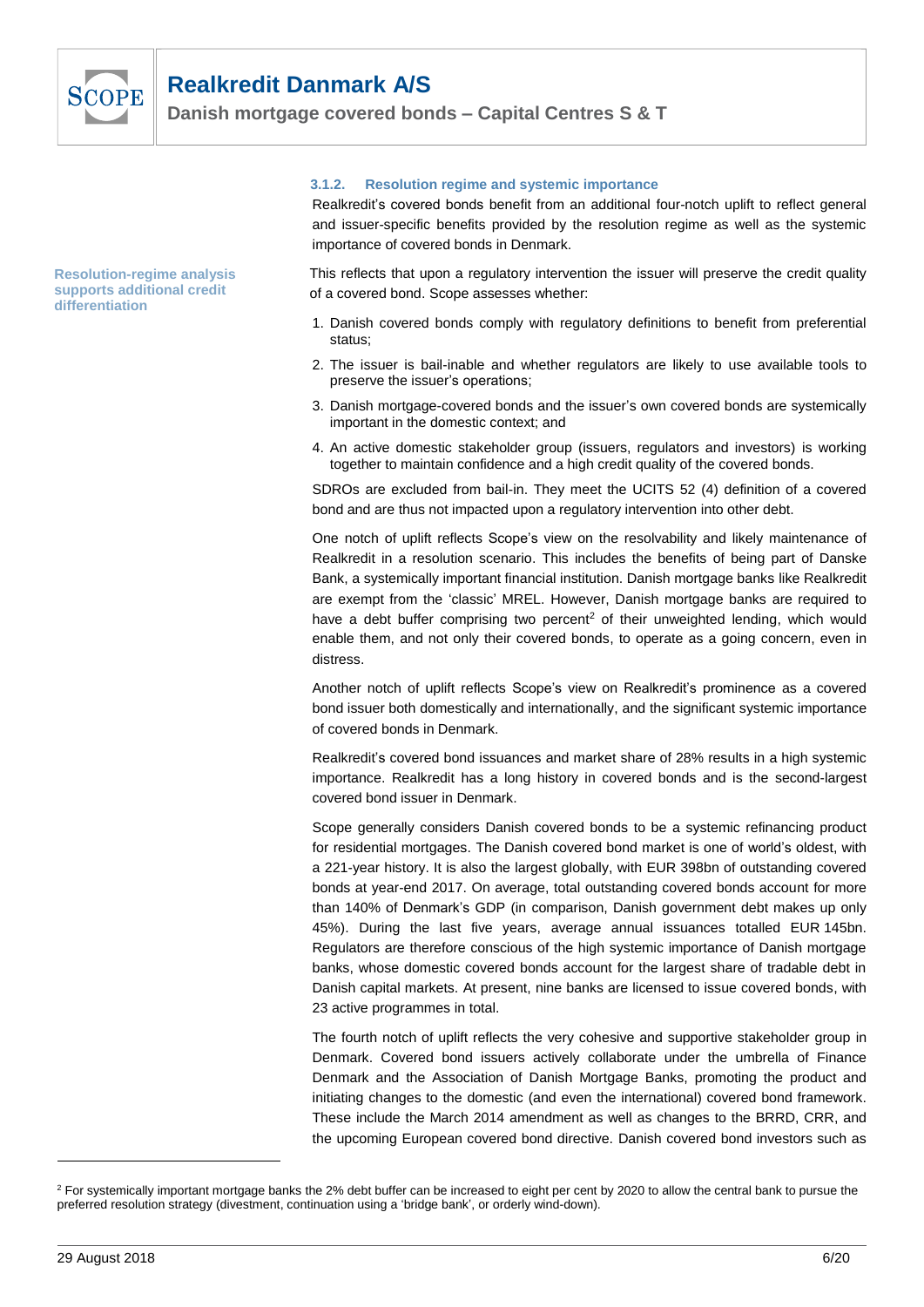### 3.1.2. Resolution regime and systemic importance

Realkredit's covered bonds benefit from an additional four-notch uplift to reflect general and issuer-specific benefits provided by the resolution regime as well as the systemic importance of covered bonds in Denmark.

**Resolution-regime analysis supports additional credit differentiation**

This reflects that upon a regulatory intervention the issuer will preserve the credit quality of a covered bond. Scope assesses whether:

1. Danish covered bonds comply with regulatory definitions to benefit from preferential status;
2. The issuer is bail-inable and whether regulators are likely to use available tools to preserve the issuer's operations;
3. Danish mortgage-covered bonds and the issuer's own covered bonds are systemically important in the domestic context; and
4. An active domestic stakeholder group (issuers, regulators and investors) is working together to maintain confidence and a high credit quality of the covered bonds.

SDROs are excluded from bail-in. They meet the UCITS 52 (4) definition of a covered bond and are thus not impacted upon a regulatory intervention into other debt.

One notch of uplift reflects Scope's view on the resolvability and likely maintenance of Realkredit in a resolution scenario. This includes the benefits of being part of Danske Bank, a systemically important financial institution. Danish mortgage banks like Realkredit are exempt from the 'classic' MREL. However, Danish mortgage banks are required to have a debt buffer comprising two percent[2] of their unweighted lending, which would enable them, and not only their covered bonds, to operate as a going concern, even in distress.

Another notch of uplift reflects Scope's view on Realkredit's prominence as a covered bond issuer both domestically and internationally, and the significant systemic importance of covered bonds in Denmark.

Realkredit's covered bond issuances and market share of 28% results in a high systemic importance. Realkredit has a long history in covered bonds and is the second-largest covered bond issuer in Denmark.

Scope generally considers Danish covered bonds to be a systemic refinancing product for residential mortgages. The Danish covered bond market is one of world's oldest, with a 221-year history. It is also the largest globally, with EUR 398bn of outstanding covered bonds at year-end 2017. On average, total outstanding covered bonds account for more than 140% of Denmark's GDP (in comparison, Danish government debt makes up only 45%). During the last five years, average annual issuances totalled EUR 145bn. Regulators are therefore conscious of the high systemic importance of Danish mortgage banks, whose domestic covered bonds account for the largest share of tradable debt in Danish capital markets. At present, nine banks are licensed to issue covered bonds, with 23 active programmes in total.

The fourth notch of uplift reflects the very cohesive and supportive stakeholder group in Denmark. Covered bond issuers actively collaborate under the umbrella of Finance Denmark and the Association of Danish Mortgage Banks, promoting the product and initiating changes to the domestic (and even the international) covered bond framework. These include the March 2014 amendment as well as changes to the BRRD, CRR, and the upcoming European covered bond directive. Danish covered bond investors such as

[2] For systemically important mortgage banks the 2% debt buffer can be increased to eight per cent by 2020 to allow the central bank to pursue the preferred resolution strategy (divestment, continuation using a 'bridge bank', or orderly wind-down).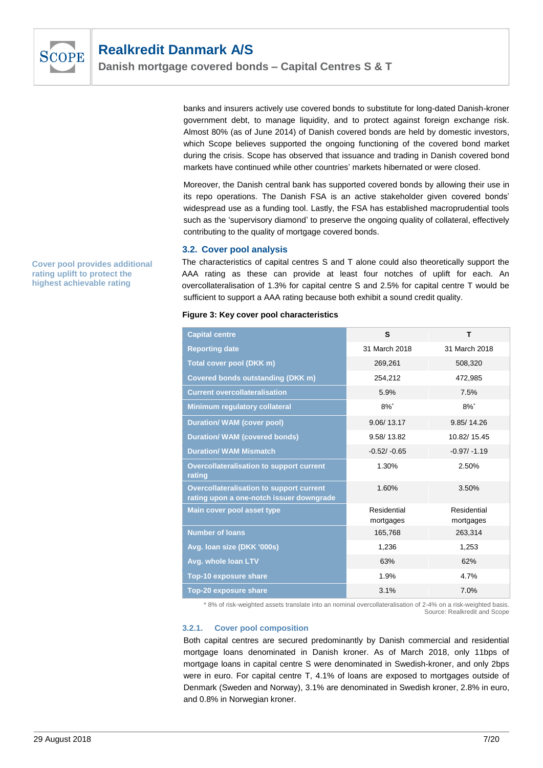banks and insurers actively use covered bonds to substitute for long-dated Danish-kroner government debt, to manage liquidity, and to protect against foreign exchange risk. Almost 80% (as of June 2014) of Danish covered bonds are held by domestic investors, which Scope believes supported the ongoing functioning of the covered bond market during the crisis. Scope has observed that issuance and trading in Danish covered bond markets have continued while other countries' markets hibernated or were closed.

Moreover, the Danish central bank has supported covered bonds by allowing their use in its repo operations. The Danish FSA is an active stakeholder given covered bonds' widespread use as a funding tool. Lastly, the FSA has established macroprudential tools such as the 'supervisory diamond' to preserve the ongoing quality of collateral, effectively contributing to the quality of mortgage covered bonds.

### 3.2. Cover pool analysis

**Cover pool provides additional rating uplift to protect the highest achievable rating**

The characteristics of capital centres S and T alone could also theoretically support the AAA rating as these can provide at least four notches of uplift for each. An overcollateralisation of 1.3% for capital centre S and 2.5% for capital centre T would be sufficient to support a AAA rating because both exhibit a sound credit quality.

**Figure 3: Key cover pool characteristics**

| Capital centre | S | T |
|---|---|---|
| Reporting date | 31 March 2018 | 31 March 2018 |
| Total cover pool (DKK m) | 269,261 | 508,320 |
| Covered bonds outstanding (DKK m) | 254,212 | 472,985 |
| Current overcollateralisation | 5.9% | 7.5% |
| Minimum regulatory collateral | 8%* | 8%* |
| Duration/ WAM (cover pool) | 9.06/ 13.17 | 9.85/ 14.26 |
| Duration/ WAM (covered bonds) | 9.58/ 13.82 | 10.82/ 15.45 |
| Duration/ WAM Mismatch | -0.52/ -0.65 | -0.97/ -1.19 |
| Overcollateralisation to support current rating | 1.30% | 2.50% |
| Overcollateralisation to support current rating upon a one-notch issuer downgrade | 1.60% | 3.50% |
| Main cover pool asset type | Residential mortgages | Residential mortgages |
| Number of loans | 165,768 | 263,314 |
| Avg. loan size (DKK '000s) | 1,236 | 1,253 |
| Avg. whole loan LTV | 63% | 62% |
| Top-10 exposure share | 1.9% | 4.7% |
| Top-20 exposure share | 3.1% | 7.0% |

\* 8% of risk-weighted assets translate into an nominal overcollateralisation of 2-4% on a risk-weighted basis.
Source: Realkredit and Scope

#### 3.2.1. Cover pool composition

Both capital centres are secured predominantly by Danish commercial and residential mortgage loans denominated in Danish kroner. As of March 2018, only 11bps of mortgage loans in capital centre S were denominated in Swedish-kroner, and only 2bps were in euro. For capital centre T, 4.1% of loans are exposed to mortgages outside of Denmark (Sweden and Norway), 3.1% are denominated in Swedish kroner, 2.8% in euro, and 0.8% in Norwegian kroner.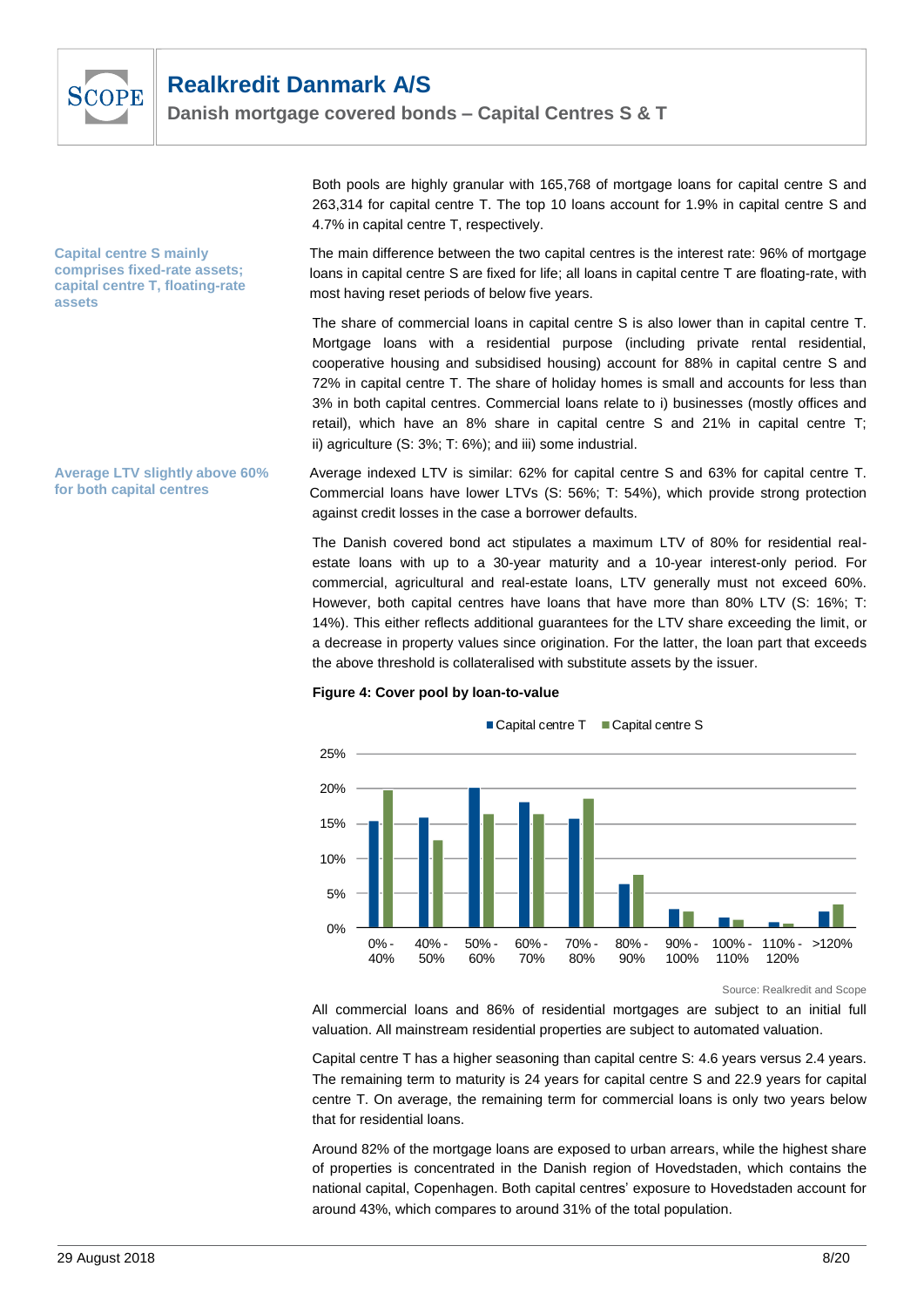Both pools are highly granular with 165,768 of mortgage loans for capital centre S and 263,314 for capital centre T. The top 10 loans account for 1.9% in capital centre S and 4.7% in capital centre T, respectively.

**Capital centre S mainly comprises fixed-rate assets; capital centre T, floating-rate assets**

The main difference between the two capital centres is the interest rate: 96% of mortgage loans in capital centre S are fixed for life; all loans in capital centre T are floating-rate, with most having reset periods of below five years.

The share of commercial loans in capital centre S is also lower than in capital centre T. Mortgage loans with a residential purpose (including private rental residential, cooperative housing and subsidised housing) account for 88% in capital centre S and 72% in capital centre T. The share of holiday homes is small and accounts for less than 3% in both capital centres. Commercial loans relate to i) businesses (mostly offices and retail), which have an 8% share in capital centre S and 21% in capital centre T; ii) agriculture (S: 3%; T: 6%); and iii) some industrial.

**Average LTV slightly above 60% for both capital centres**

Average indexed LTV is similar: 62% for capital centre S and 63% for capital centre T. Commercial loans have lower LTVs (S: 56%; T: 54%), which provide strong protection against credit losses in the case a borrower defaults.

The Danish covered bond act stipulates a maximum LTV of 80% for residential real-estate loans with up to a 30-year maturity and a 10-year interest-only period. For commercial, agricultural and real-estate loans, LTV generally must not exceed 60%. However, both capital centres have loans that have more than 80% LTV (S: 16%; T: 14%). This either reflects additional guarantees for the LTV share exceeding the limit, or a decrease in property values since origination. For the latter, the loan part that exceeds the above threshold is collateralised with substitute assets by the issuer.

**Figure 4: Cover pool by loan-to-value**

| LTV | Capital centre T | Capital centre S |
|---|---|---|
| 0% - 40% | ~15.5% | ~20% |
| 40% - 50% | ~16% | ~12.5% |
| 50% - 60% | ~20% | ~16.5% |
| 60% - 70% | ~18% | ~16.5% |
| 70% - 80% | ~15.5% | ~18.5% |
| 80% - 90% | ~6% | ~7.5% |
| 90% - 100% | ~2.5% | ~2% |
| 100% - 110% | ~1.5% | ~1% |
| 110% - 120% | ~0.5% | ~0.5% |
| >120% | ~2% | ~3.5% |

Source: Realkredit and Scope

All commercial loans and 86% of residential mortgages are subject to an initial full valuation. All mainstream residential properties are subject to automated valuation.

Capital centre T has a higher seasoning than capital centre S: 4.6 years versus 2.4 years. The remaining term to maturity is 24 years for capital centre S and 22.9 years for capital centre T. On average, the remaining term for commercial loans is only two years below that for residential loans.

Around 82% of the mortgage loans are exposed to urban arrears, while the highest share of properties is concentrated in the Danish region of Hovedstaden, which contains the national capital, Copenhagen. Both capital centres' exposure to Hovedstaden account for around 43%, which compares to around 31% of the total population.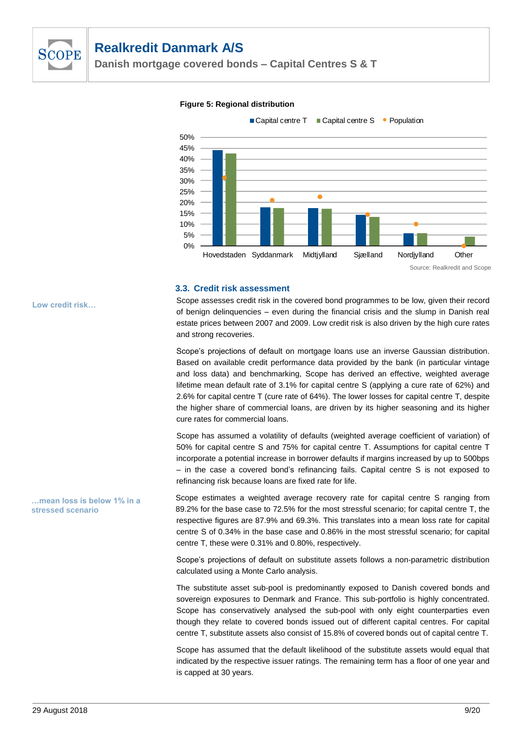**Figure 5: Regional distribution**

Source: Realkredit and Scope

### 3.3. Credit risk assessment

Low credit risk…

Scope assesses credit risk in the covered bond programmes to be low, given their record of benign delinquencies – even during the financial crisis and the slump in Danish real estate prices between 2007 and 2009. Low credit risk is also driven by the high cure rates and strong recoveries.

Scope's projections of default on mortgage loans use an inverse Gaussian distribution. Based on available credit performance data provided by the bank (in particular vintage and loss data) and benchmarking, Scope has derived an effective, weighted average lifetime mean default rate of 3.1% for capital centre S (applying a cure rate of 62%) and 2.6% for capital centre T (cure rate of 64%). The lower losses for capital centre T, despite the higher share of commercial loans, are driven by its higher seasoning and its higher cure rates for commercial loans.

Scope has assumed a volatility of defaults (weighted average coefficient of variation) of 50% for capital centre S and 75% for capital centre T. Assumptions for capital centre T incorporate a potential increase in borrower defaults if margins increased by up to 500bps – in the case a covered bond's refinancing fails. Capital centre S is not exposed to refinancing risk because loans are fixed rate for life.

…mean loss is below 1% in a stressed scenario

Scope estimates a weighted average recovery rate for capital centre S ranging from 89.2% for the base case to 72.5% for the most stressful scenario; for capital centre T, the respective figures are 87.9% and 69.3%. This translates into a mean loss rate for capital centre S of 0.34% in the base case and 0.86% in the most stressful scenario; for capital centre T, these were 0.31% and 0.80%, respectively.

Scope's projections of default on substitute assets follows a non-parametric distribution calculated using a Monte Carlo analysis.

The substitute asset sub-pool is predominantly exposed to Danish covered bonds and sovereign exposures to Denmark and France. This sub-portfolio is highly concentrated. Scope has conservatively analysed the sub-pool with only eight counterparties even though they relate to covered bonds issued out of different capital centres. For capital centre T, substitute assets also consist of 15.8% of covered bonds out of capital centre T.

Scope has assumed that the default likelihood of the substitute assets would equal that indicated by the respective issuer ratings. The remaining term has a floor of one year and is capped at 30 years.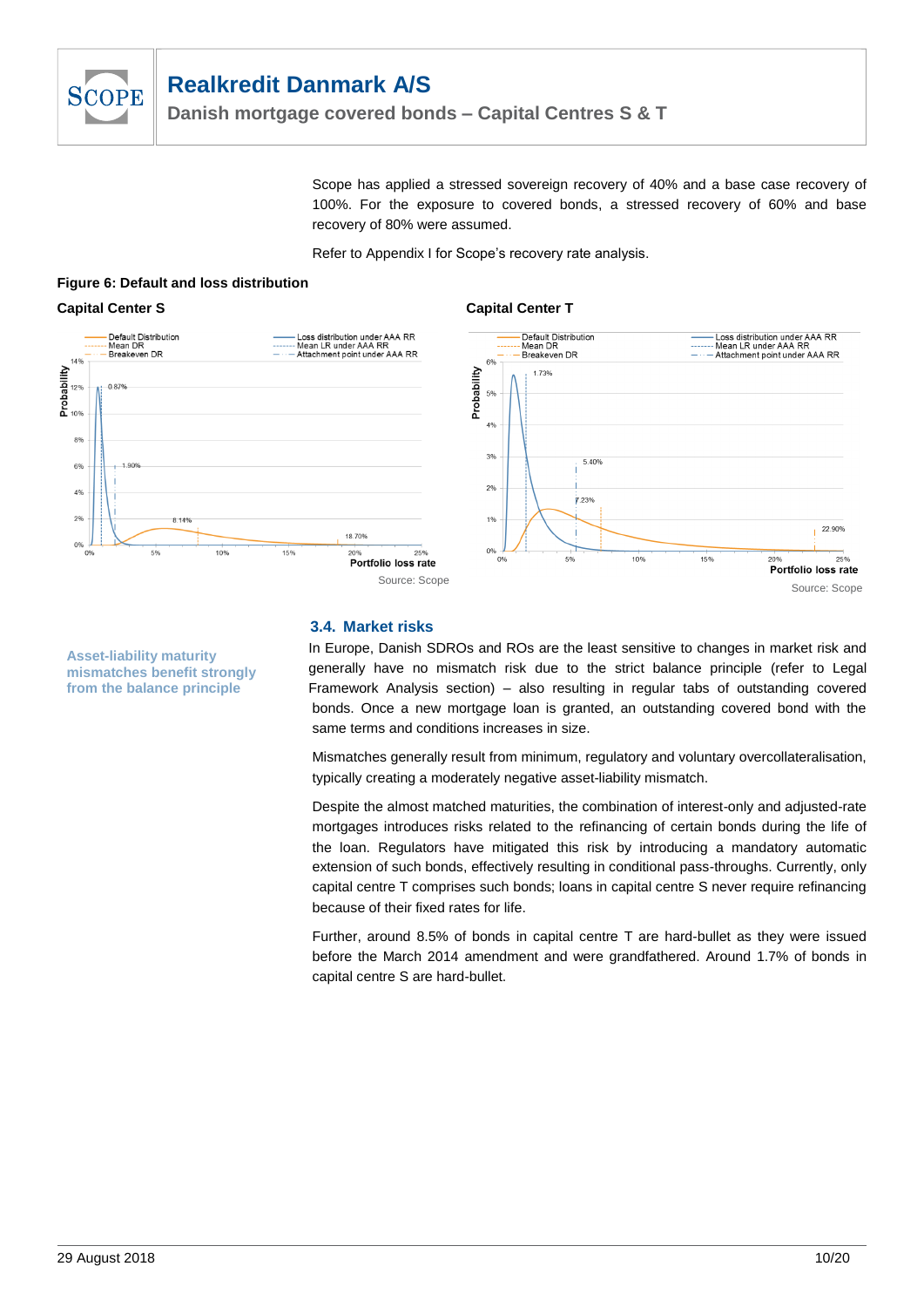Scope has applied a stressed sovereign recovery of 40% and a base case recovery of 100%. For the exposure to covered bonds, a stressed recovery of 60% and base recovery of 80% were assumed.

Refer to Appendix I for Scope's recovery rate analysis.

**Figure 6: Default and loss distribution**

**Capital Center S**

Source: Scope

**Capital Center T**

Source: Scope

### 3.4. Market risks

**Asset-liability maturity mismatches benefit strongly from the balance principle**

In Europe, Danish SDROs and ROs are the least sensitive to changes in market risk and generally have no mismatch risk due to the strict balance principle (refer to Legal Framework Analysis section) – also resulting in regular tabs of outstanding covered bonds. Once a new mortgage loan is granted, an outstanding covered bond with the same terms and conditions increases in size.

Mismatches generally result from minimum, regulatory and voluntary overcollateralisation, typically creating a moderately negative asset-liability mismatch.

Despite the almost matched maturities, the combination of interest-only and adjusted-rate mortgages introduces risks related to the refinancing of certain bonds during the life of the loan. Regulators have mitigated this risk by introducing a mandatory automatic extension of such bonds, effectively resulting in conditional pass-throughs. Currently, only capital centre T comprises such bonds; loans in capital centre S never require refinancing because of their fixed rates for life.

Further, around 8.5% of bonds in capital centre T are hard-bullet as they were issued before the March 2014 amendment and were grandfathered. Around 1.7% of bonds in capital centre S are hard-bullet.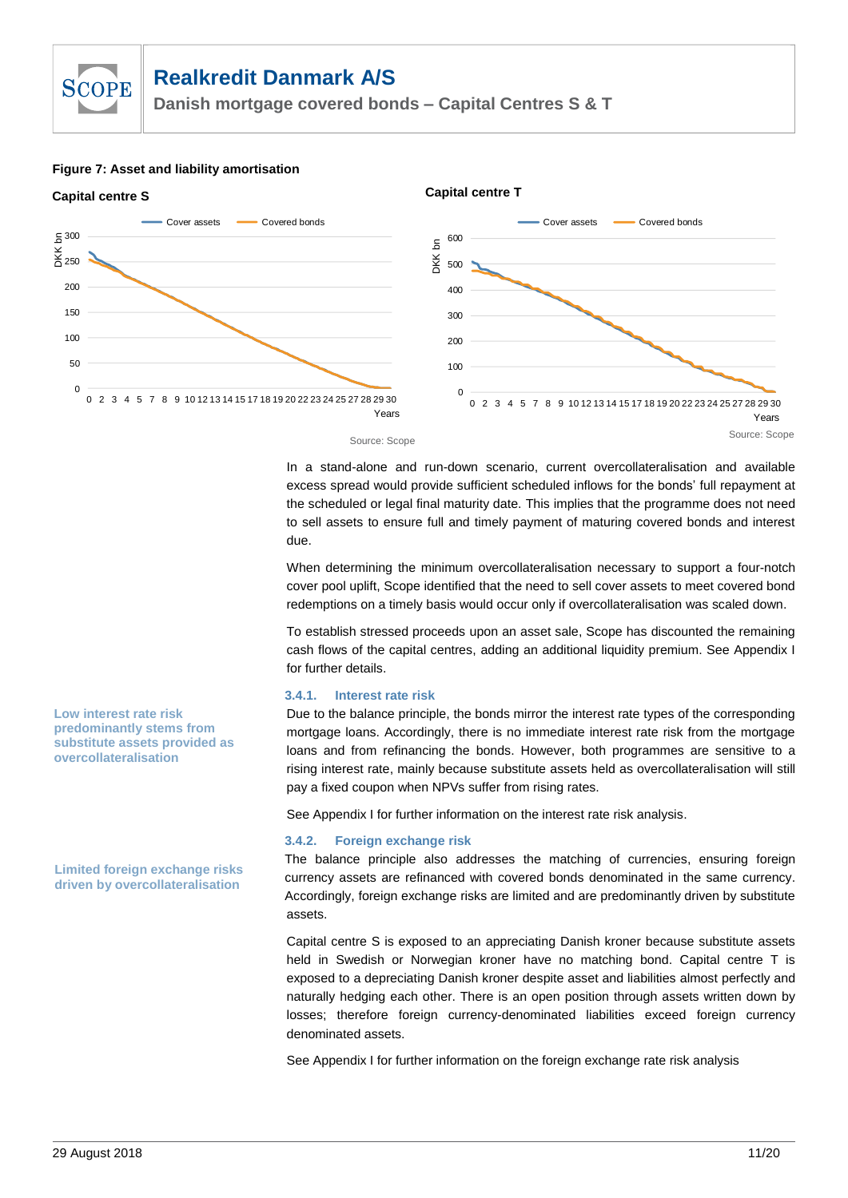**Figure 7: Asset and liability amortisation**

**Capital centre S**

**Capital centre T**

Source: Scope

Source: Scope

In a stand-alone and run-down scenario, current overcollateralisation and available excess spread would provide sufficient scheduled inflows for the bonds' full repayment at the scheduled or legal final maturity date. This implies that the programme does not need to sell assets to ensure full and timely payment of maturing covered bonds and interest due.

When determining the minimum overcollateralisation necessary to support a four-notch cover pool uplift, Scope identified that the need to sell cover assets to meet covered bond redemptions on a timely basis would occur only if overcollateralisation was scaled down.

To establish stressed proceeds upon an asset sale, Scope has discounted the remaining cash flows of the capital centres, adding an additional liquidity premium. See Appendix I for further details.

### 3.4.1. Interest rate risk

**Low interest rate risk predominantly stems from substitute assets provided as overcollateralisation**

Due to the balance principle, the bonds mirror the interest rate types of the corresponding mortgage loans. Accordingly, there is no immediate interest rate risk from the mortgage loans and from refinancing the bonds. However, both programmes are sensitive to a rising interest rate, mainly because substitute assets held as overcollateralisation will still pay a fixed coupon when NPVs suffer from rising rates.

See Appendix I for further information on the interest rate risk analysis.

### 3.4.2. Foreign exchange risk

**Limited foreign exchange risks driven by overcollateralisation**

The balance principle also addresses the matching of currencies, ensuring foreign currency assets are refinanced with covered bonds denominated in the same currency. Accordingly, foreign exchange risks are limited and are predominantly driven by substitute assets.

Capital centre S is exposed to an appreciating Danish kroner because substitute assets held in Swedish or Norwegian kroner have no matching bond. Capital centre T is exposed to a depreciating Danish kroner despite asset and liabilities almost perfectly and naturally hedging each other. There is an open position through assets written down by losses; therefore foreign currency-denominated liabilities exceed foreign currency denominated assets.

See Appendix I for further information on the foreign exchange rate risk analysis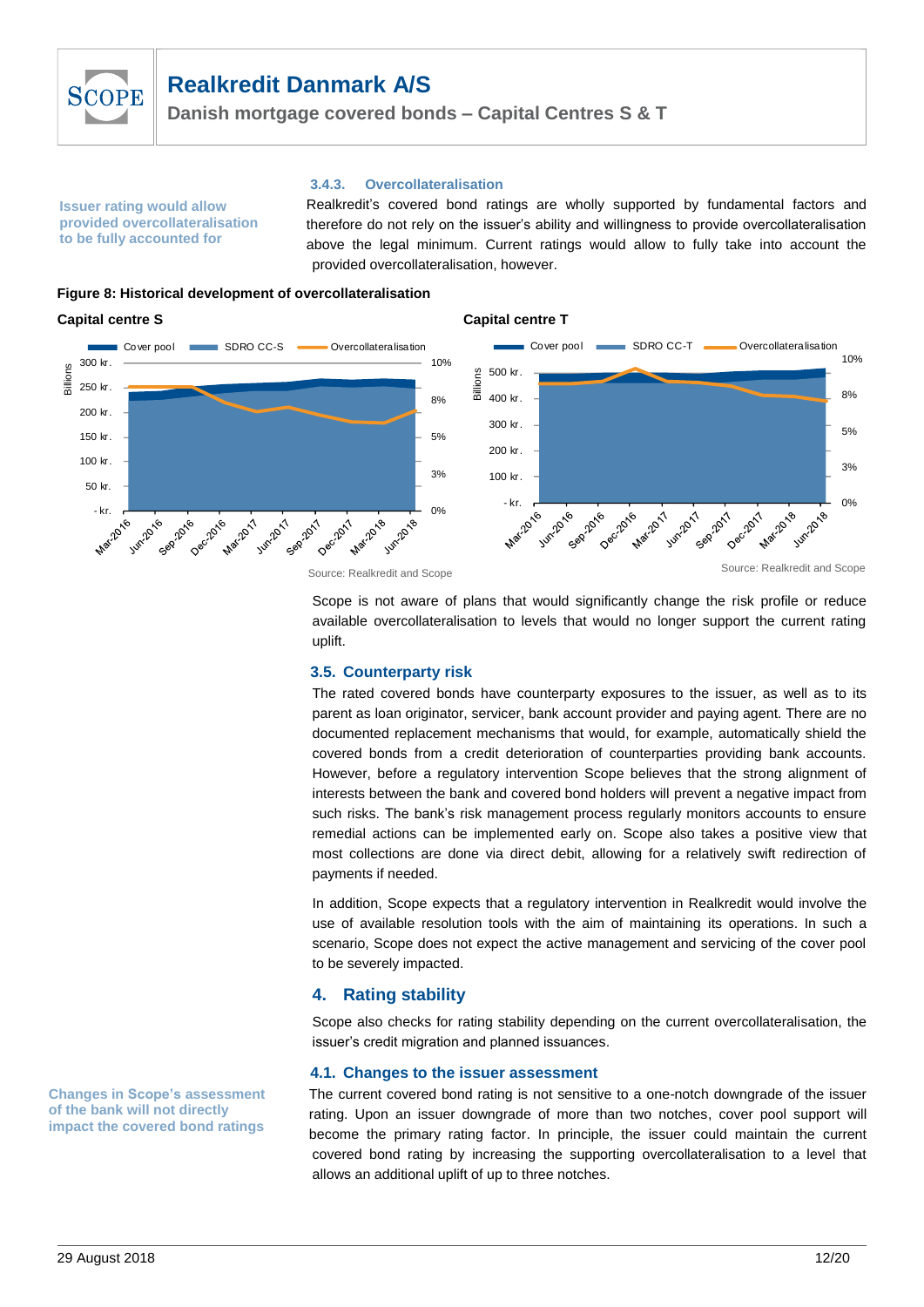#### 3.4.3. Overcollateralisation

**Issuer rating would allow provided overcollateralisation to be fully accounted for**

Realkredit's covered bond ratings are wholly supported by fundamental factors and therefore do not rely on the issuer's ability and willingness to provide overcollateralisation above the legal minimum. Current ratings would allow to fully take into account the provided overcollateralisation, however.

**Figure 8: Historical development of overcollateralisation**

**Capital centre S**

**Capital centre T**

Source: Realkredit and Scope

Source: Realkredit and Scope

Scope is not aware of plans that would significantly change the risk profile or reduce available overcollateralisation to levels that would no longer support the current rating uplift.

### 3.5. Counterparty risk

The rated covered bonds have counterparty exposures to the issuer, as well as to its parent as loan originator, servicer, bank account provider and paying agent. There are no documented replacement mechanisms that would, for example, automatically shield the covered bonds from a credit deterioration of counterparties providing bank accounts. However, before a regulatory intervention Scope believes that the strong alignment of interests between the bank and covered bond holders will prevent a negative impact from such risks. The bank's risk management process regularly monitors accounts to ensure remedial actions can be implemented early on. Scope also takes a positive view that most collections are done via direct debit, allowing for a relatively swift redirection of payments if needed.

In addition, Scope expects that a regulatory intervention in Realkredit would involve the use of available resolution tools with the aim of maintaining its operations. In such a scenario, Scope does not expect the active management and servicing of the cover pool to be severely impacted.

## 4. Rating stability

Scope also checks for rating stability depending on the current overcollateralisation, the issuer's credit migration and planned issuances.

### 4.1. Changes to the issuer assessment

**Changes in Scope's assessment of the bank will not directly impact the covered bond ratings**

The current covered bond rating is not sensitive to a one-notch downgrade of the issuer rating. Upon an issuer downgrade of more than two notches, cover pool support will become the primary rating factor. In principle, the issuer could maintain the current covered bond rating by increasing the supporting overcollateralisation to a level that allows an additional uplift of up to three notches.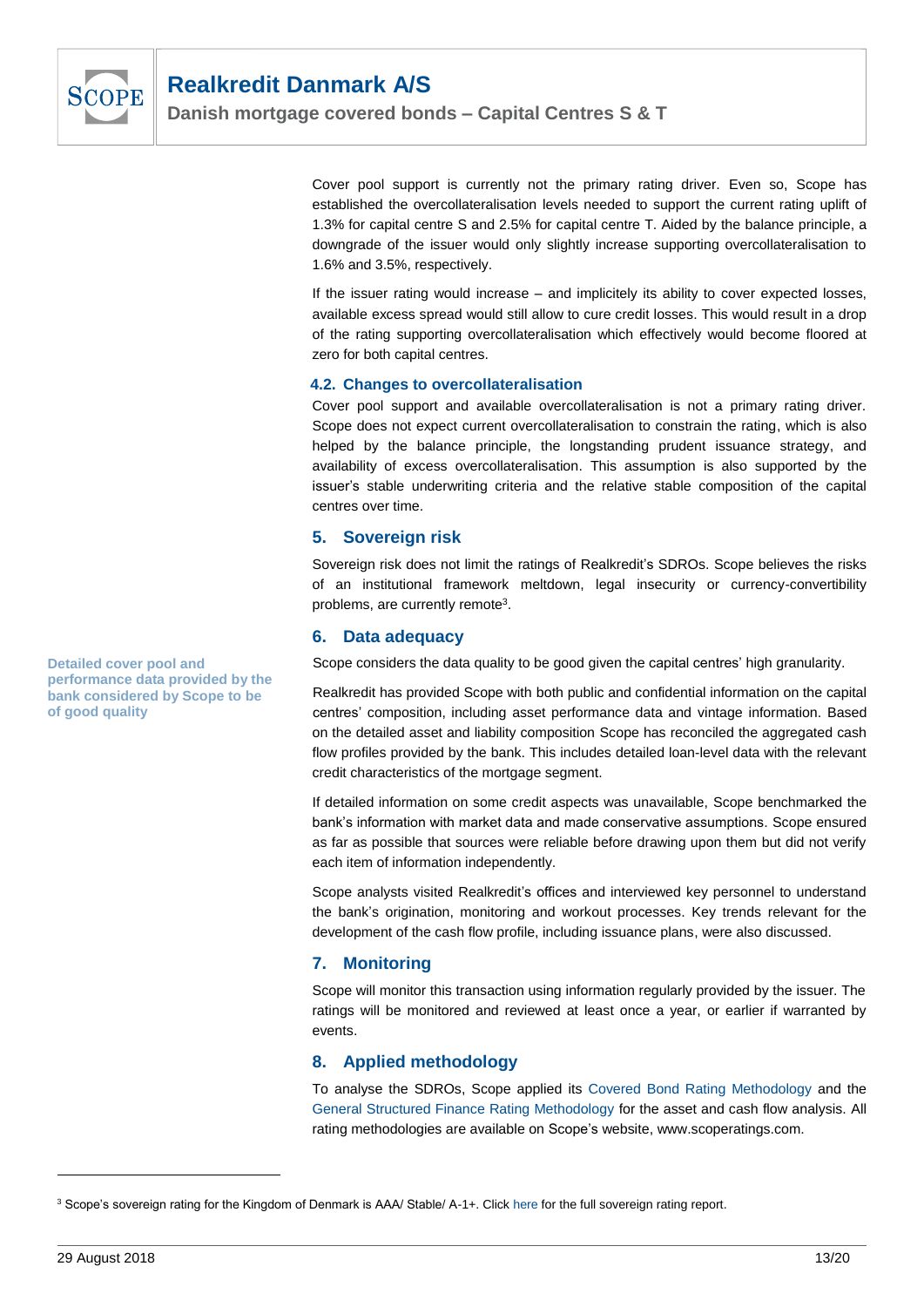Cover pool support is currently not the primary rating driver. Even so, Scope has established the overcollateralisation levels needed to support the current rating uplift of 1.3% for capital centre S and 2.5% for capital centre T. Aided by the balance principle, a downgrade of the issuer would only slightly increase supporting overcollateralisation to 1.6% and 3.5%, respectively.

If the issuer rating would increase – and implicitely its ability to cover expected losses, available excess spread would still allow to cure credit losses. This would result in a drop of the rating supporting overcollateralisation which effectively would become floored at zero for both capital centres.

### 4.2. Changes to overcollateralisation

Cover pool support and available overcollateralisation is not a primary rating driver. Scope does not expect current overcollateralisation to constrain the rating, which is also helped by the balance principle, the longstanding prudent issuance strategy, and availability of excess overcollateralisation. This assumption is also supported by the issuer's stable underwriting criteria and the relative stable composition of the capital centres over time.

## 5. Sovereign risk

Sovereign risk does not limit the ratings of Realkredit's SDROs. Scope believes the risks of an institutional framework meltdown, legal insecurity or currency-convertibility problems, are currently remote[3].

## 6. Data adequacy

**Detailed cover pool and performance data provided by the bank considered by Scope to be of good quality**

Scope considers the data quality to be good given the capital centres' high granularity.

Realkredit has provided Scope with both public and confidential information on the capital centres' composition, including asset performance data and vintage information. Based on the detailed asset and liability composition Scope has reconciled the aggregated cash flow profiles provided by the bank. This includes detailed loan-level data with the relevant credit characteristics of the mortgage segment.

If detailed information on some credit aspects was unavailable, Scope benchmarked the bank's information with market data and made conservative assumptions. Scope ensured as far as possible that sources were reliable before drawing upon them but did not verify each item of information independently.

Scope analysts visited Realkredit's offices and interviewed key personnel to understand the bank's origination, monitoring and workout processes. Key trends relevant for the development of the cash flow profile, including issuance plans, were also discussed.

## 7. Monitoring

Scope will monitor this transaction using information regularly provided by the issuer. The ratings will be monitored and reviewed at least once a year, or earlier if warranted by events.

## 8. Applied methodology

To analyse the SDROs, Scope applied its Covered Bond Rating Methodology and the General Structured Finance Rating Methodology for the asset and cash flow analysis. All rating methodologies are available on Scope's website, www.scoperatings.com.

---

[3] Scope's sovereign rating for the Kingdom of Denmark is AAA/ Stable/ A-1+. Click here for the full sovereign rating report.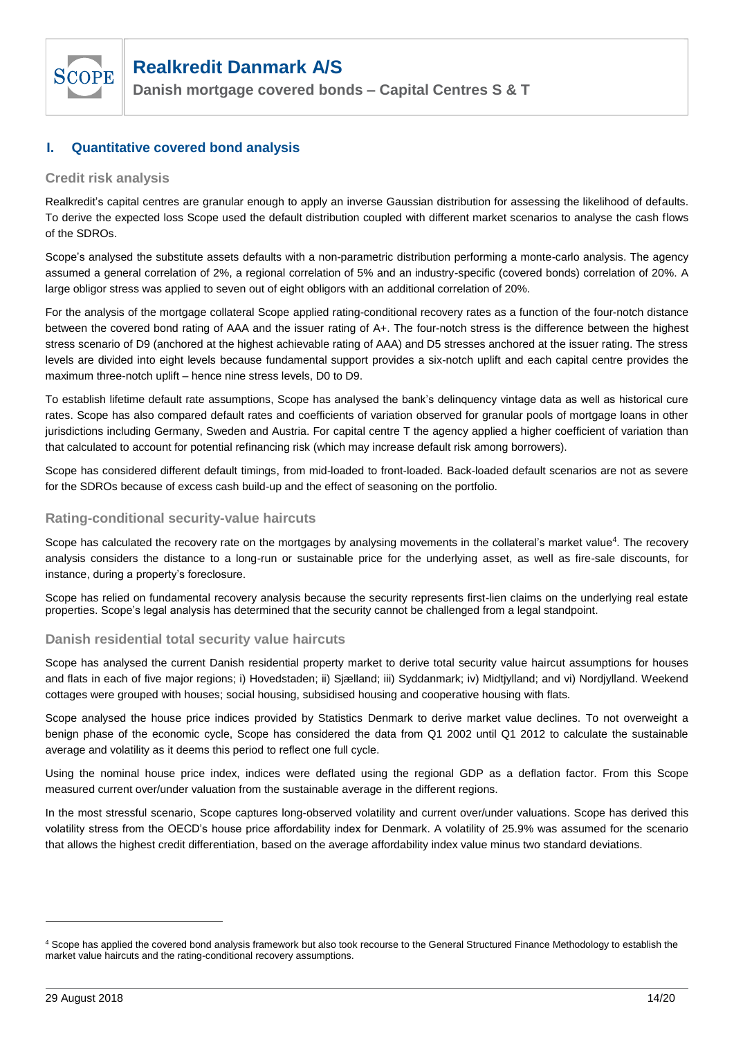## I. Quantitative covered bond analysis

### Credit risk analysis

Realkredit's capital centres are granular enough to apply an inverse Gaussian distribution for assessing the likelihood of defaults. To derive the expected loss Scope used the default distribution coupled with different market scenarios to analyse the cash flows of the SDROs.

Scope's analysed the substitute assets defaults with a non-parametric distribution performing a monte-carlo analysis. The agency assumed a general correlation of 2%, a regional correlation of 5% and an industry-specific (covered bonds) correlation of 20%. A large obligor stress was applied to seven out of eight obligors with an additional correlation of 20%.

For the analysis of the mortgage collateral Scope applied rating-conditional recovery rates as a function of the four-notch distance between the covered bond rating of AAA and the issuer rating of A+. The four-notch stress is the difference between the highest stress scenario of D9 (anchored at the highest achievable rating of AAA) and D5 stresses anchored at the issuer rating. The stress levels are divided into eight levels because fundamental support provides a six-notch uplift and each capital centre provides the maximum three-notch uplift – hence nine stress levels, D0 to D9.

To establish lifetime default rate assumptions, Scope has analysed the bank's delinquency vintage data as well as historical cure rates. Scope has also compared default rates and coefficients of variation observed for granular pools of mortgage loans in other jurisdictions including Germany, Sweden and Austria. For capital centre T the agency applied a higher coefficient of variation than that calculated to account for potential refinancing risk (which may increase default risk among borrowers).

Scope has considered different default timings, from mid-loaded to front-loaded. Back-loaded default scenarios are not as severe for the SDROs because of excess cash build-up and the effect of seasoning on the portfolio.

### Rating-conditional security-value haircuts

Scope has calculated the recovery rate on the mortgages by analysing movements in the collateral's market value[4]. The recovery analysis considers the distance to a long-run or sustainable price for the underlying asset, as well as fire-sale discounts, for instance, during a property's foreclosure.

Scope has relied on fundamental recovery analysis because the security represents first-lien claims on the underlying real estate properties. Scope's legal analysis has determined that the security cannot be challenged from a legal standpoint.

### Danish residential total security value haircuts

Scope has analysed the current Danish residential property market to derive total security value haircut assumptions for houses and flats in each of five major regions; i) Hovedstaden; ii) Sjælland; iii) Syddanmark; iv) Midtjylland; and vi) Nordjylland. Weekend cottages were grouped with houses; social housing, subsidised housing and cooperative housing with flats.

Scope analysed the house price indices provided by Statistics Denmark to derive market value declines. To not overweight a benign phase of the economic cycle, Scope has considered the data from Q1 2002 until Q1 2012 to calculate the sustainable average and volatility as it deems this period to reflect one full cycle.

Using the nominal house price index, indices were deflated using the regional GDP as a deflation factor. From this Scope measured current over/under valuation from the sustainable average in the different regions.

In the most stressful scenario, Scope captures long-observed volatility and current over/under valuations. Scope has derived this volatility stress from the OECD's house price affordability index for Denmark. A volatility of 25.9% was assumed for the scenario that allows the highest credit differentiation, based on the average affordability index value minus two standard deviations.

---

[4] Scope has applied the covered bond analysis framework but also took recourse to the General Structured Finance Methodology to establish the market value haircuts and the rating-conditional recovery assumptions.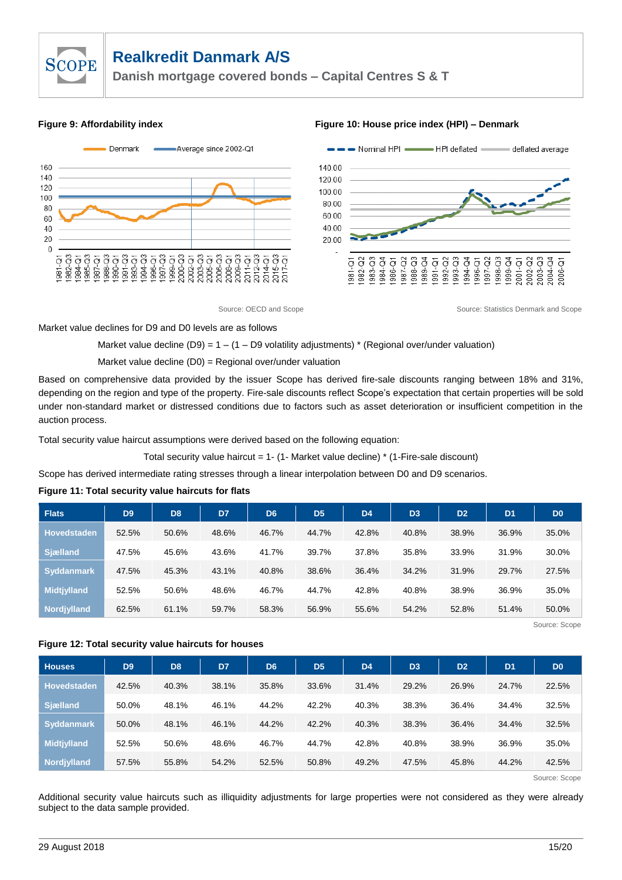**Figure 9: Affordability index**

Source: OECD and Scope

**Figure 10: House price index (HPI) – Denmark**

Source: Statistics Denmark and Scope

Market value declines for D9 and D0 levels are as follows

Market value decline (D9) = 1 – (1 – D9 volatility adjustments) * (Regional over/under valuation)

Market value decline (D0) = Regional over/under valuation

Based on comprehensive data provided by the issuer Scope has derived fire-sale discounts ranging between 18% and 31%, depending on the region and type of the property. Fire-sale discounts reflect Scope's expectation that certain properties will be sold under non-standard market or distressed conditions due to factors such as asset deterioration or insufficient competition in the auction process.

Total security value haircut assumptions were derived based on the following equation:

Total security value haircut = 1- (1- Market value decline) * (1-Fire-sale discount)

Scope has derived intermediate rating stresses through a linear interpolation between D0 and D9 scenarios.

**Figure 11: Total security value haircuts for flats**

| Flats | D9 | D8 | D7 | D6 | D5 | D4 | D3 | D2 | D1 | D0 |
|---|---|---|---|---|---|---|---|---|---|---|
| Hovedstaden | 52.5% | 50.6% | 48.6% | 46.7% | 44.7% | 42.8% | 40.8% | 38.9% | 36.9% | 35.0% |
| Sjælland | 47.5% | 45.6% | 43.6% | 41.7% | 39.7% | 37.8% | 35.8% | 33.9% | 31.9% | 30.0% |
| Syddanmark | 47.5% | 45.3% | 43.1% | 40.8% | 38.6% | 36.4% | 34.2% | 31.9% | 29.7% | 27.5% |
| Midtjylland | 52.5% | 50.6% | 48.6% | 46.7% | 44.7% | 42.8% | 40.8% | 38.9% | 36.9% | 35.0% |
| Nordjylland | 62.5% | 61.1% | 59.7% | 58.3% | 56.9% | 55.6% | 54.2% | 52.8% | 51.4% | 50.0% |

Source: Scope

**Figure 12: Total security value haircuts for houses**

| Houses | D9 | D8 | D7 | D6 | D5 | D4 | D3 | D2 | D1 | D0 |
|---|---|---|---|---|---|---|---|---|---|---|
| Hovedstaden | 42.5% | 40.3% | 38.1% | 35.8% | 33.6% | 31.4% | 29.2% | 26.9% | 24.7% | 22.5% |
| Sjælland | 50.0% | 48.1% | 46.1% | 44.2% | 42.2% | 40.3% | 38.3% | 36.4% | 34.4% | 32.5% |
| Syddanmark | 50.0% | 48.1% | 46.1% | 44.2% | 42.2% | 40.3% | 38.3% | 36.4% | 34.4% | 32.5% |
| Midtjylland | 52.5% | 50.6% | 48.6% | 46.7% | 44.7% | 42.8% | 40.8% | 38.9% | 36.9% | 35.0% |
| Nordjylland | 57.5% | 55.8% | 54.2% | 52.5% | 50.8% | 49.2% | 47.5% | 45.8% | 44.2% | 42.5% |

Source: Scope

Additional security value haircuts such as illiquidity adjustments for large properties were not considered as they were already subject to the data sample provided.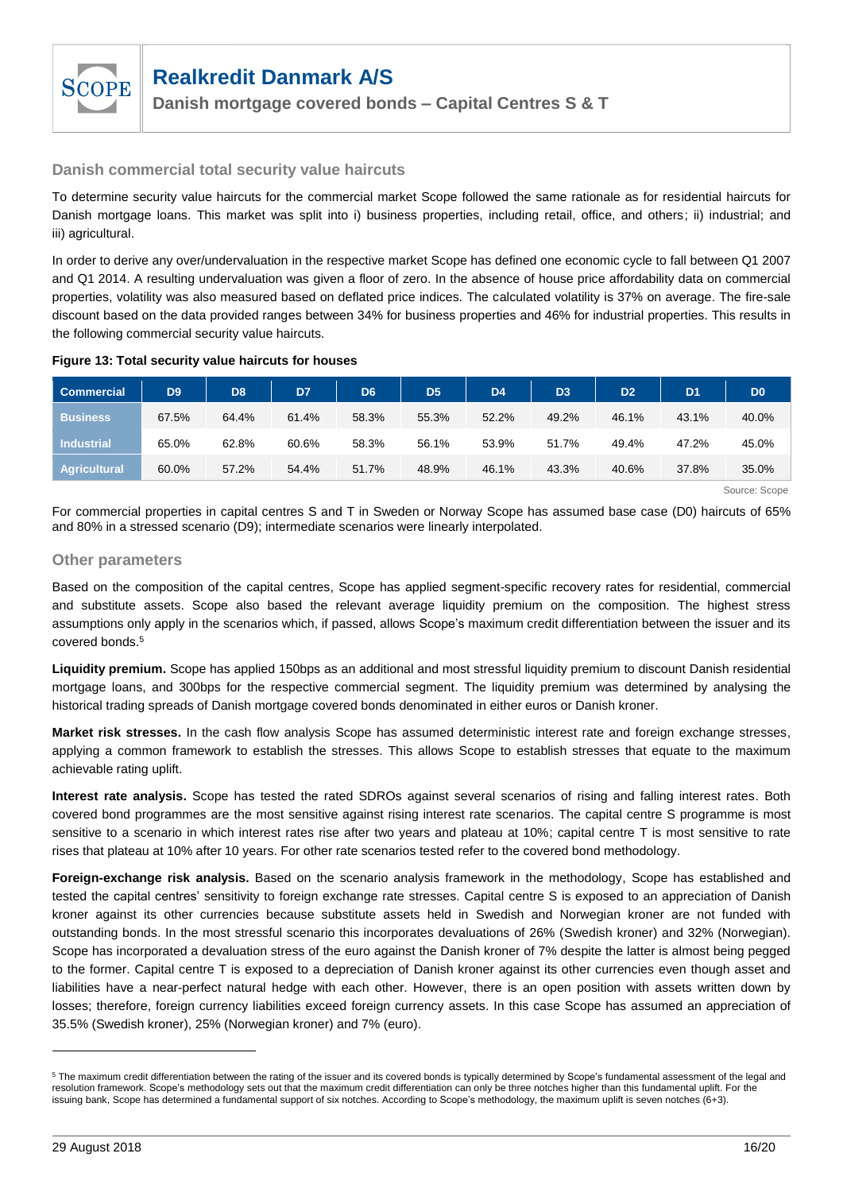## Danish commercial total security value haircuts

To determine security value haircuts for the commercial market Scope followed the same rationale as for residential haircuts for Danish mortgage loans. This market was split into i) business properties, including retail, office, and others; ii) industrial; and iii) agricultural.

In order to derive any over/undervaluation in the respective market Scope has defined one economic cycle to fall between Q1 2007 and Q1 2014. A resulting undervaluation was given a floor of zero. In the absence of house price affordability data on commercial properties, volatility was also measured based on deflated price indices. The calculated volatility is 37% on average. The fire-sale discount based on the data provided ranges between 34% for business properties and 46% for industrial properties. This results in the following commercial security value haircuts.

**Figure 13: Total security value haircuts for houses**

| Commercial | D9 | D8 | D7 | D6 | D5 | D4 | D3 | D2 | D1 | D0 |
|---|---|---|---|---|---|---|---|---|---|---|
| Business | 67.5% | 64.4% | 61.4% | 58.3% | 55.3% | 52.2% | 49.2% | 46.1% | 43.1% | 40.0% |
| Industrial | 65.0% | 62.8% | 60.6% | 58.3% | 56.1% | 53.9% | 51.7% | 49.4% | 47.2% | 45.0% |
| Agricultural | 60.0% | 57.2% | 54.4% | 51.7% | 48.9% | 46.1% | 43.3% | 40.6% | 37.8% | 35.0% |

Source: Scope

For commercial properties in capital centres S and T in Sweden or Norway Scope has assumed base case (D0) haircuts of 65% and 80% in a stressed scenario (D9); intermediate scenarios were linearly interpolated.

## Other parameters

Based on the composition of the capital centres, Scope has applied segment-specific recovery rates for residential, commercial and substitute assets. Scope also based the relevant average liquidity premium on the composition. The highest stress assumptions only apply in the scenarios which, if passed, allows Scope's maximum credit differentiation between the issuer and its covered bonds.[5]

**Liquidity premium.** Scope has applied 150bps as an additional and most stressful liquidity premium to discount Danish residential mortgage loans, and 300bps for the respective commercial segment. The liquidity premium was determined by analysing the historical trading spreads of Danish mortgage covered bonds denominated in either euros or Danish kroner.

**Market risk stresses.** In the cash flow analysis Scope has assumed deterministic interest rate and foreign exchange stresses, applying a common framework to establish the stresses. This allows Scope to establish stresses that equate to the maximum achievable rating uplift.

**Interest rate analysis.** Scope has tested the rated SDROs against several scenarios of rising and falling interest rates. Both covered bond programmes are the most sensitive against rising interest rate scenarios. The capital centre S programme is most sensitive to a scenario in which interest rates rise after two years and plateau at 10%; capital centre T is most sensitive to rate rises that plateau at 10% after 10 years. For other rate scenarios tested refer to the covered bond methodology.

**Foreign-exchange risk analysis.** Based on the scenario analysis framework in the methodology, Scope has established and tested the capital centres' sensitivity to foreign exchange rate stresses. Capital centre S is exposed to an appreciation of Danish kroner against its other currencies because substitute assets held in Swedish and Norwegian kroner are not funded with outstanding bonds. In the most stressful scenario this incorporates devaluations of 26% (Swedish kroner) and 32% (Norwegian). Scope has incorporated a devaluation stress of the euro against the Danish kroner of 7% despite the latter is almost being pegged to the former. Capital centre T is exposed to a depreciation of Danish kroner against its other currencies even though asset and liabilities have a near-perfect natural hedge with each other. However, there is an open position with assets written down by losses; therefore, foreign currency liabilities exceed foreign currency assets. In this case Scope has assumed an appreciation of 35.5% (Swedish kroner), 25% (Norwegian kroner) and 7% (euro).

---

[5] The maximum credit differentiation between the rating of the issuer and its covered bonds is typically determined by Scope's fundamental assessment of the legal and resolution framework. Scope's methodology sets out that the maximum credit differentiation can only be three notches higher than this fundamental uplift. For the issuing bank, Scope has determined a fundamental support of six notches. According to Scope's methodology, the maximum uplift is seven notches (6+3).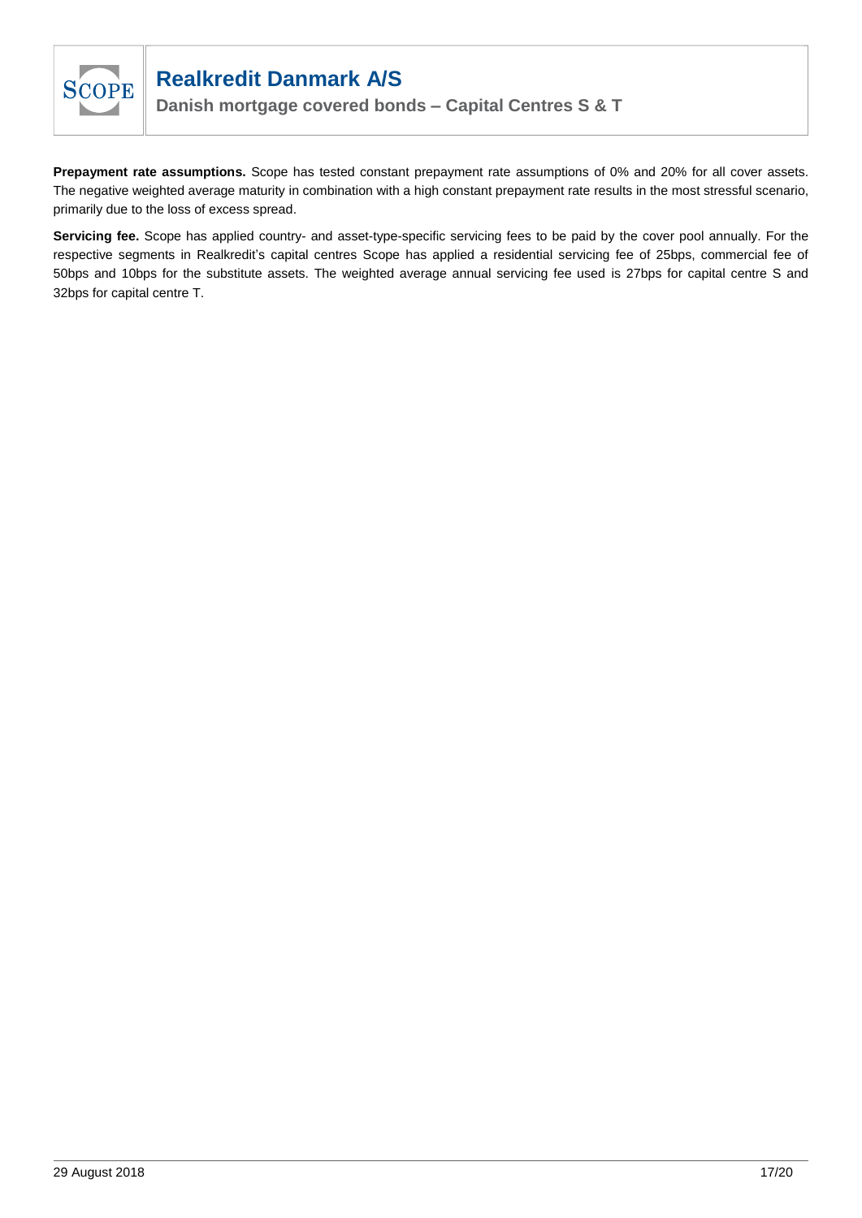**Prepayment rate assumptions.** Scope has tested constant prepayment rate assumptions of 0% and 20% for all cover assets. The negative weighted average maturity in combination with a high constant prepayment rate results in the most stressful scenario, primarily due to the loss of excess spread.

**Servicing fee.** Scope has applied country- and asset-type-specific servicing fees to be paid by the cover pool annually. For the respective segments in Realkredit's capital centres Scope has applied a residential servicing fee of 25bps, commercial fee of 50bps and 10bps for the substitute assets. The weighted average annual servicing fee used is 27bps for capital centre S and 32bps for capital centre T.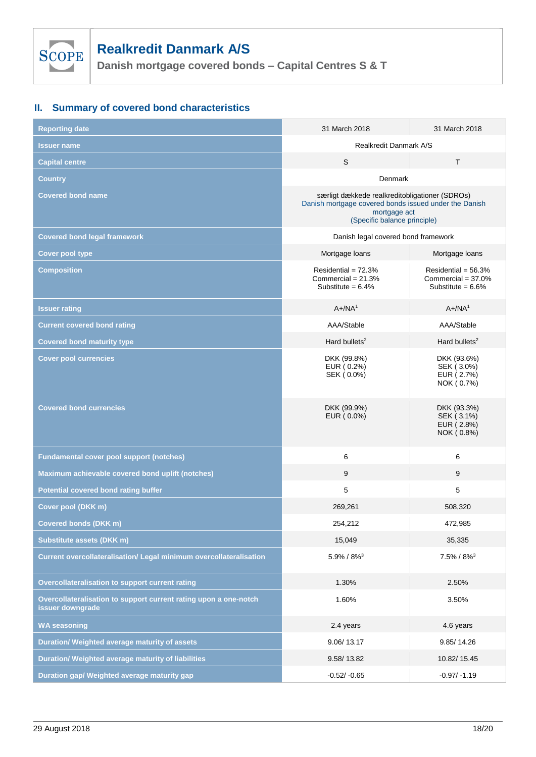## II. Summary of covered bond characteristics

| Reporting date | 31 March 2018 | 31 March 2018 |
|---|---|---|
| Issuer name | Realkredit Danmark A/S | |
| Capital centre | S | T |
| Country | Denmark | |
| Covered bond name | særligt dækkede realkreditobligationer (SDROs) Danish mortgage covered bonds issued under the Danish mortgage act (Specific balance principle) | |
| Covered bond legal framework | Danish legal covered bond framework | |
| Cover pool type | Mortgage loans | Mortgage loans |
| Composition | Residential = 72.3% Commercial = 21.3% Substitute = 6.4% | Residential = 56.3% Commercial = 37.0% Substitute = 6.6% |
| Issuer rating | A+/NA[1] | A+/NA[1] |
| Current covered bond rating | AAA/Stable | AAA/Stable |
| Covered bond maturity type | Hard bullets[2] | Hard bullets[2] |
| Cover pool currencies | DKK (99.8%) EUR ( 0.2%) SEK ( 0.0%) | DKK (93.6%) SEK ( 3.0%) EUR ( 2.7%) NOK ( 0.7%) |
| Covered bond currencies | DKK (99.9%) EUR ( 0.0%) | DKK (93.3%) SEK ( 3.1%) EUR ( 2.8%) NOK ( 0.8%) |
| Fundamental cover pool support (notches) | 6 | 6 |
| Maximum achievable covered bond uplift (notches) | 9 | 9 |
| Potential covered bond rating buffer | 5 | 5 |
| Cover pool (DKK m) | 269,261 | 508,320 |
| Covered bonds (DKK m) | 254,212 | 472,985 |
| Substitute assets (DKK m) | 15,049 | 35,335 |
| Current overcollateralisation/ Legal minimum overcollateralisation | 5.9% / 8%[3] | 7.5% / 8%[3] |
| Overcollateralisation to support current rating | 1.30% | 2.50% |
| Overcollateralisation to support current rating upon a one-notch issuer downgrade | 1.60% | 3.50% |
| WA seasoning | 2.4 years | 4.6 years |
| Duration/ Weighted average maturity of assets | 9.06/ 13.17 | 9.85/ 14.26 |
| Duration/ Weighted average maturity of liabilities | 9.58/ 13.82 | 10.82/ 15.45 |
| Duration gap/ Weighted average maturity gap | -0.52/ -0.65 | -0.97/ -1.19 |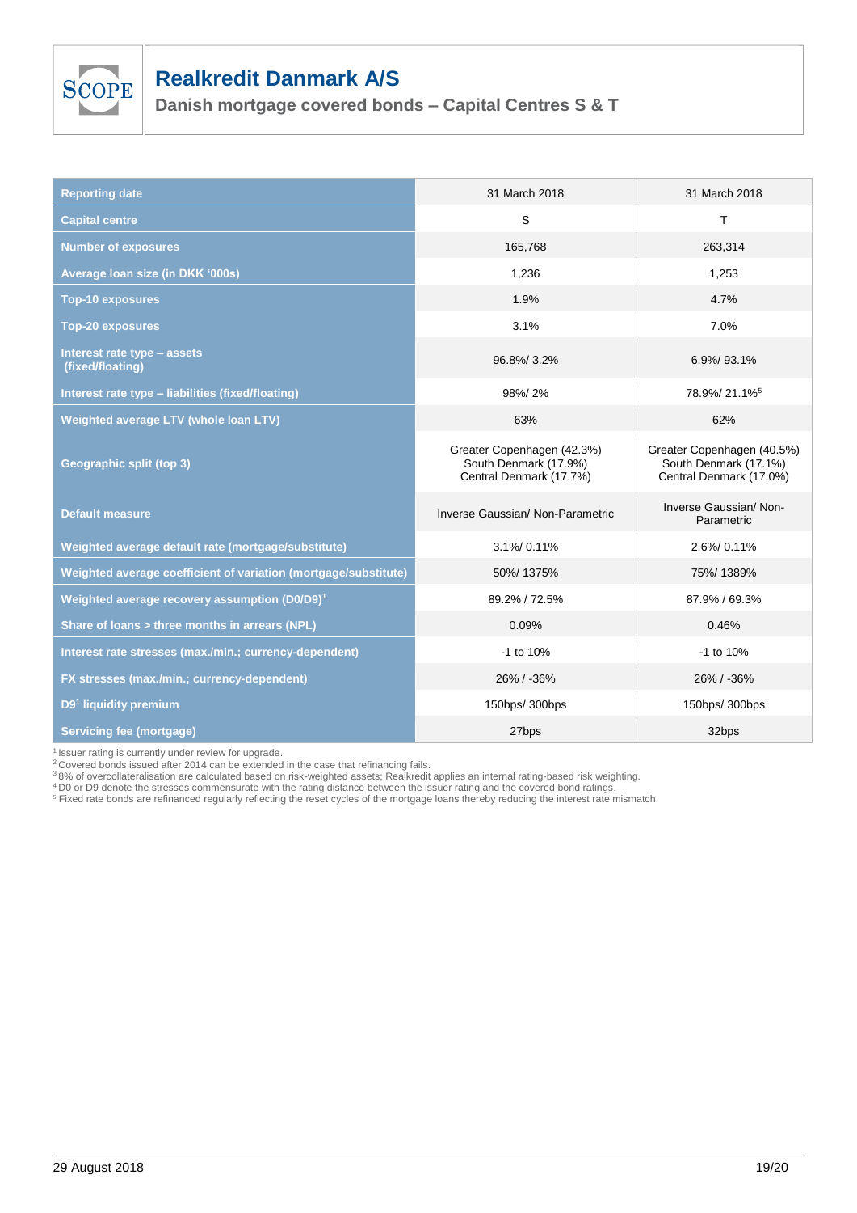| Reporting date | 31 March 2018 | 31 March 2018 |
|---|---|---|
| Capital centre | S | T |
| Number of exposures | 165,768 | 263,314 |
| Average loan size (in DKK '000s) | 1,236 | 1,253 |
| Top-10 exposures | 1.9% | 4.7% |
| Top-20 exposures | 3.1% | 7.0% |
| Interest rate type – assets (fixed/floating) | 96.8%/ 3.2% | 6.9%/ 93.1% |
| Interest rate type – liabilities (fixed/floating) | 98%/ 2% | 78.9%/ 21.1%[5] |
| Weighted average LTV (whole loan LTV) | 63% | 62% |
| Geographic split (top 3) | Greater Copenhagen (42.3%) South Denmark (17.9%) Central Denmark (17.7%) | Greater Copenhagen (40.5%) South Denmark (17.1%) Central Denmark (17.0%) |
| Default measure | Inverse Gaussian/ Non-Parametric | Inverse Gaussian/ Non-Parametric |
| Weighted average default rate (mortgage/substitute) | 3.1%/ 0.11% | 2.6%/ 0.11% |
| Weighted average coefficient of variation (mortgage/substitute) | 50%/ 1375% | 75%/ 1389% |
| Weighted average recovery assumption (D0/D9)[1] | 89.2% / 72.5% | 87.9% / 69.3% |
| Share of loans > three months in arrears (NPL) | 0.09% | 0.46% |
| Interest rate stresses (max./min.; currency-dependent) | -1 to 10% | -1 to 10% |
| FX stresses (max./min.; currency-dependent) | 26% / -36% | 26% / -36% |
| D9[1] liquidity premium | 150bps/ 300bps | 150bps/ 300bps |
| Servicing fee (mortgage) | 27bps | 32bps |

[1] Issuer rating is currently under review for upgrade.
[2] Covered bonds issued after 2014 can be extended in the case that refinancing fails.
[3] 8% of overcollateralisation are calculated based on risk-weighted assets; Realkredit applies an internal rating-based risk weighting.
[4] D0 or D9 denote the stresses commensurate with the rating distance between the issuer rating and the covered bond ratings.
[5] Fixed rate bonds are refinanced regularly reflecting the reset cycles of the mortgage loans thereby reducing the interest rate mismatch.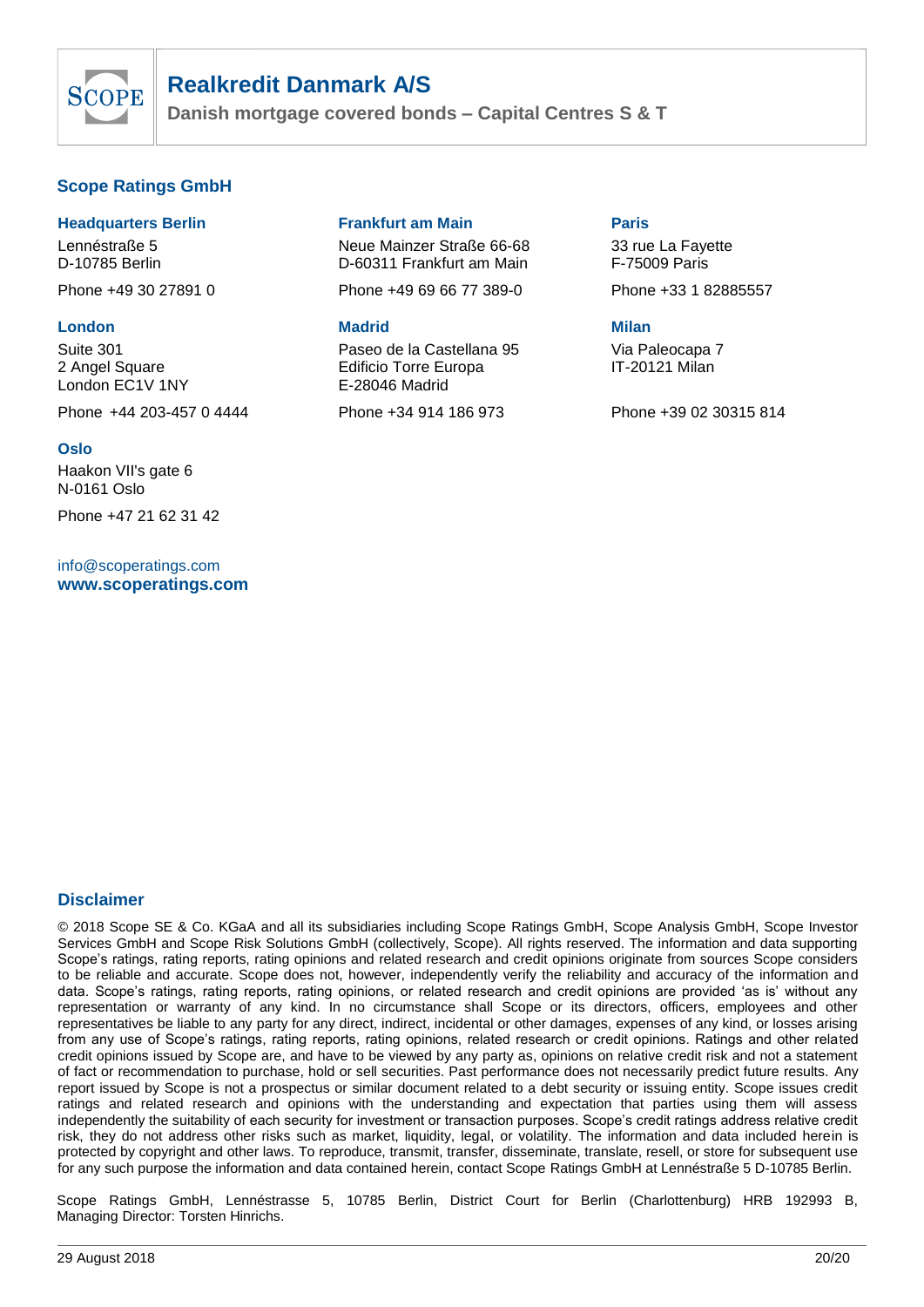## Scope Ratings GmbH

### Headquarters Berlin

Lennéstraße 5
D-10785 Berlin

Phone +49 30 27891 0

### Frankfurt am Main

Neue Mainzer Straße 66-68
D-60311 Frankfurt am Main

Phone +49 69 66 77 389-0

### Paris

33 rue La Fayette
F-75009 Paris

Phone +33 1 82885557

### London

Suite 301
2 Angel Square
London EC1V 1NY

Phone +44 203-457 0 4444

### Madrid

Paseo de la Castellana 95
Edificio Torre Europa
E-28046 Madrid

Phone +34 914 186 973

### Milan

Via Paleocapa 7
IT-20121 Milan

Phone +39 02 30315 814

### Oslo

Haakon VII's gate 6
N-0161 Oslo

Phone +47 21 62 31 42

info@scoperatings.com
**www.scoperatings.com**

## Disclaimer

© 2018 Scope SE & Co. KGaA and all its subsidiaries including Scope Ratings GmbH, Scope Analysis GmbH, Scope Investor Services GmbH and Scope Risk Solutions GmbH (collectively, Scope). All rights reserved. The information and data supporting Scope's ratings, rating reports, rating opinions and related research and credit opinions originate from sources Scope considers to be reliable and accurate. Scope does not, however, independently verify the reliability and accuracy of the information and data. Scope's ratings, rating reports, rating opinions, or related research and credit opinions are provided 'as is' without any representation or warranty of any kind. In no circumstance shall Scope or its directors, officers, employees and other representatives be liable to any party for any direct, indirect, incidental or other damages, expenses of any kind, or losses arising from any use of Scope's ratings, rating reports, rating opinions, related research or credit opinions. Ratings and other related credit opinions issued by Scope are, and have to be viewed by any party as, opinions on relative credit risk and not a statement of fact or recommendation to purchase, hold or sell securities. Past performance does not necessarily predict future results. Any report issued by Scope is not a prospectus or similar document related to a debt security or issuing entity. Scope issues credit ratings and related research and opinions with the understanding and expectation that parties using them will assess independently the suitability of each security for investment or transaction purposes. Scope's credit ratings address relative credit risk, they do not address other risks such as market, liquidity, legal, or volatility. The information and data included herein is protected by copyright and other laws. To reproduce, transmit, transfer, disseminate, translate, resell, or store for subsequent use for any such purpose the information and data contained herein, contact Scope Ratings GmbH at Lennéstraße 5 D-10785 Berlin.

Scope Ratings GmbH, Lennéstrasse 5, 10785 Berlin, District Court for Berlin (Charlottenburg) HRB 192993 B, Managing Director: Torsten Hinrichs.